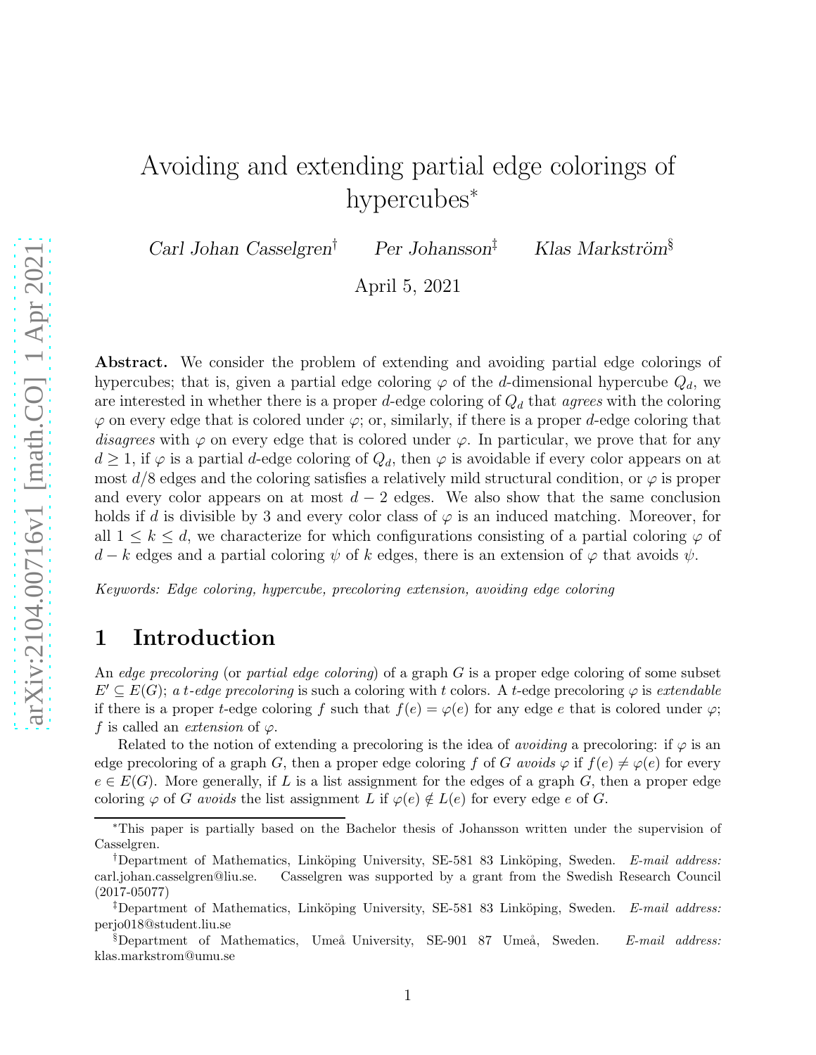# Avoiding and extending partial edge colorings of hypercubes*

*Carl Johan Casselgren*[†] *Per Johansson*[‡] *Klas Markström*[§]

April 5, 2021

**Abstract.** We consider the problem of extending and avoiding partial edge colorings of hypercubes; that is, given a partial edge coloring $\varphi$ of the $d$-dimensional hypercube $Q_d$, we are interested in whether there is a proper $d$-edge coloring of $Q_d$ that *agrees* with the coloring $\varphi$ on every edge that is colored under $\varphi$; or, similarly, if there is a proper $d$-edge coloring that *disagrees* with $\varphi$ on every edge that is colored under $\varphi$. In particular, we prove that for any $d \geq 1$, if $\varphi$ is a partial $d$-edge coloring of $Q_d$, then $\varphi$ is avoidable if every color appears on at most $d/8$ edges and the coloring satisfies a relatively mild structural condition, or $\varphi$ is proper and every color appears on at most $d-2$ edges. We also show that the same conclusion holds if $d$ is divisible by 3 and every color class of $\varphi$ is an induced matching. Moreover, for all $1 \leq k \leq d$, we characterize for which configurations consisting of a partial coloring $\varphi$ of $d-k$ edges and a partial coloring $\psi$ of $k$ edges, there is an extension of $\varphi$ that avoids $\psi$.

*Keywords: Edge coloring, hypercube, precoloring extension, avoiding edge coloring*

## 1 Introduction

An *edge precoloring* (or *partial edge coloring*) of a graph $G$ is a proper edge coloring of some subset $E' \subseteq E(G)$; *a $t$-edge precoloring* is such a coloring with $t$ colors. A $t$-edge precoloring $\varphi$ is *extendable* if there is a proper $t$-edge coloring $f$ such that $f(e) = \varphi(e)$ for any edge $e$ that is colored under $\varphi$; $f$ is called an *extension* of $\varphi$.

Related to the notion of extending a precoloring is the idea of *avoiding* a precoloring: if $\varphi$ is an edge precoloring of a graph $G$, then a proper edge coloring $f$ of $G$ *avoids* $\varphi$ if $f(e) \neq \varphi(e)$ for every $e \in E(G)$. More generally, if $L$ is a list assignment for the edges of a graph $G$, then a proper edge coloring $\varphi$ of $G$ *avoids* the list assignment $L$ if $\varphi(e) \notin L(e)$ for every edge $e$ of $G$.

---

*This paper is partially based on the Bachelor thesis of Johansson written under the supervision of Casselgren.

[†]Department of Mathematics, Linköping University, SE-581 83 Linköping, Sweden. *E-mail address:* carl.johan.casselgren@liu.se. Casselgren was supported by a grant from the Swedish Research Council (2017-05077)

[‡]Department of Mathematics, Linköping University, SE-581 83 Linköping, Sweden. *E-mail address:* perjo018@student.liu.se

[§]Department of Mathematics, Umeå University, SE-901 87 Umeå, Sweden. *E-mail address:* klas.markstrom@umu.se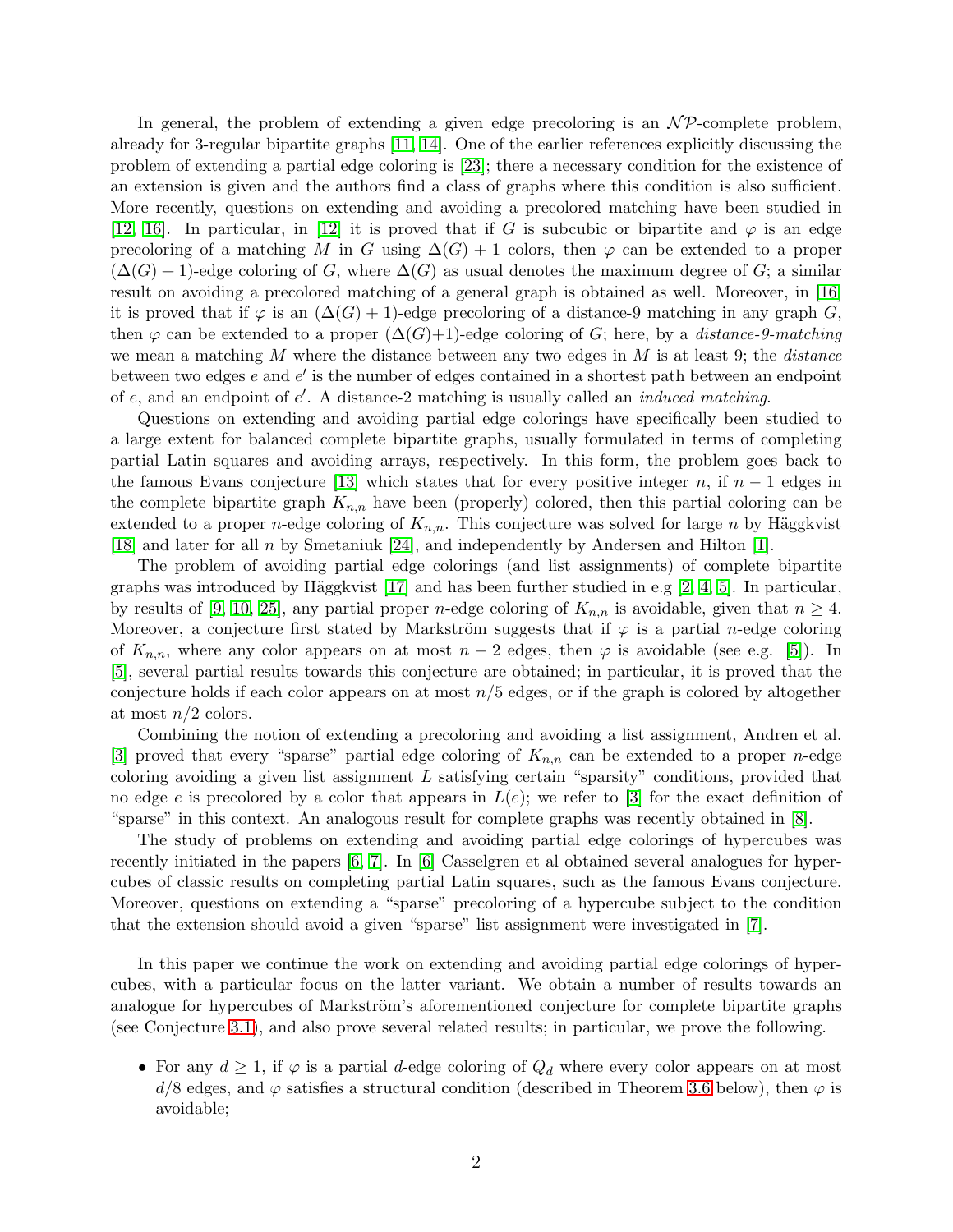In general, the problem of extending a given edge precoloring is an $\mathcal{NP}$-complete problem, already for 3-regular bipartite graphs [11, 14]. One of the earlier references explicitly discussing the problem of extending a partial edge coloring is [23]; there a necessary condition for the existence of an extension is given and the authors find a class of graphs where this condition is also sufficient. More recently, questions on extending and avoiding a precolored matching have been studied in [12, 16]. In particular, in [12] it is proved that if $G$ is subcubic or bipartite and $\varphi$ is an edge precoloring of a matching $M$ in $G$ using $\Delta(G) + 1$ colors, then $\varphi$ can be extended to a proper $(\Delta(G) + 1)$-edge coloring of $G$, where $\Delta(G)$ as usual denotes the maximum degree of $G$; a similar result on avoiding a precolored matching of a general graph is obtained as well. Moreover, in [16] it is proved that if $\varphi$ is an $(\Delta(G) + 1)$-edge precoloring of a distance-9 matching in any graph $G$, then $\varphi$ can be extended to a proper $(\Delta(G)+1)$-edge coloring of $G$; here, by a *distance-9-matching* we mean a matching $M$ where the distance between any two edges in $M$ is at least 9; the *distance* between two edges $e$ and $e'$ is the number of edges contained in a shortest path between an endpoint of $e$, and an endpoint of $e'$. A distance-2 matching is usually called an *induced matching*.

Questions on extending and avoiding partial edge colorings have specifically been studied to a large extent for balanced complete bipartite graphs, usually formulated in terms of completing partial Latin squares and avoiding arrays, respectively. In this form, the problem goes back to the famous Evans conjecture [13] which states that for every positive integer $n$, if $n - 1$ edges in the complete bipartite graph $K_{n,n}$ have been (properly) colored, then this partial coloring can be extended to a proper $n$-edge coloring of $K_{n,n}$. This conjecture was solved for large $n$ by Häggkvist [18] and later for all $n$ by Smetaniuk [24], and independently by Andersen and Hilton [1].

The problem of avoiding partial edge colorings (and list assignments) of complete bipartite graphs was introduced by Häggkvist [17] and has been further studied in e.g [2, 4, 5]. In particular, by results of [9, 10, 25], any partial proper $n$-edge coloring of $K_{n,n}$ is avoidable, given that $n \geq 4$. Moreover, a conjecture first stated by Markström suggests that if $\varphi$ is a partial $n$-edge coloring of $K_{n,n}$, where any color appears on at most $n - 2$ edges, then $\varphi$ is avoidable (see e.g. [5]). In [5], several partial results towards this conjecture are obtained; in particular, it is proved that the conjecture holds if each color appears on at most $n/5$ edges, or if the graph is colored by altogether at most $n/2$ colors.

Combining the notion of extending a precoloring and avoiding a list assignment, Andren et al. [3] proved that every "sparse" partial edge coloring of $K_{n,n}$ can be extended to a proper $n$-edge coloring avoiding a given list assignment $L$ satisfying certain "sparsity" conditions, provided that no edge $e$ is precolored by a color that appears in $L(e)$; we refer to [3] for the exact definition of "sparse" in this context. An analogous result for complete graphs was recently obtained in [8].

The study of problems on extending and avoiding partial edge colorings of hypercubes was recently initiated in the papers [6, 7]. In [6] Casselgren et al obtained several analogues for hypercubes of classic results on completing partial Latin squares, such as the famous Evans conjecture. Moreover, questions on extending a "sparse" precoloring of a hypercube subject to the condition that the extension should avoid a given "sparse" list assignment were investigated in [7].

In this paper we continue the work on extending and avoiding partial edge colorings of hypercubes, with a particular focus on the latter variant. We obtain a number of results towards an analogue for hypercubes of Markström's aforementioned conjecture for complete bipartite graphs (see Conjecture 3.1), and also prove several related results; in particular, we prove the following.

- For any $d \geq 1$, if $\varphi$ is a partial $d$-edge coloring of $Q_d$ where every color appears on at most $d/8$ edges, and $\varphi$ satisfies a structural condition (described in Theorem 3.6 below), then $\varphi$ is avoidable;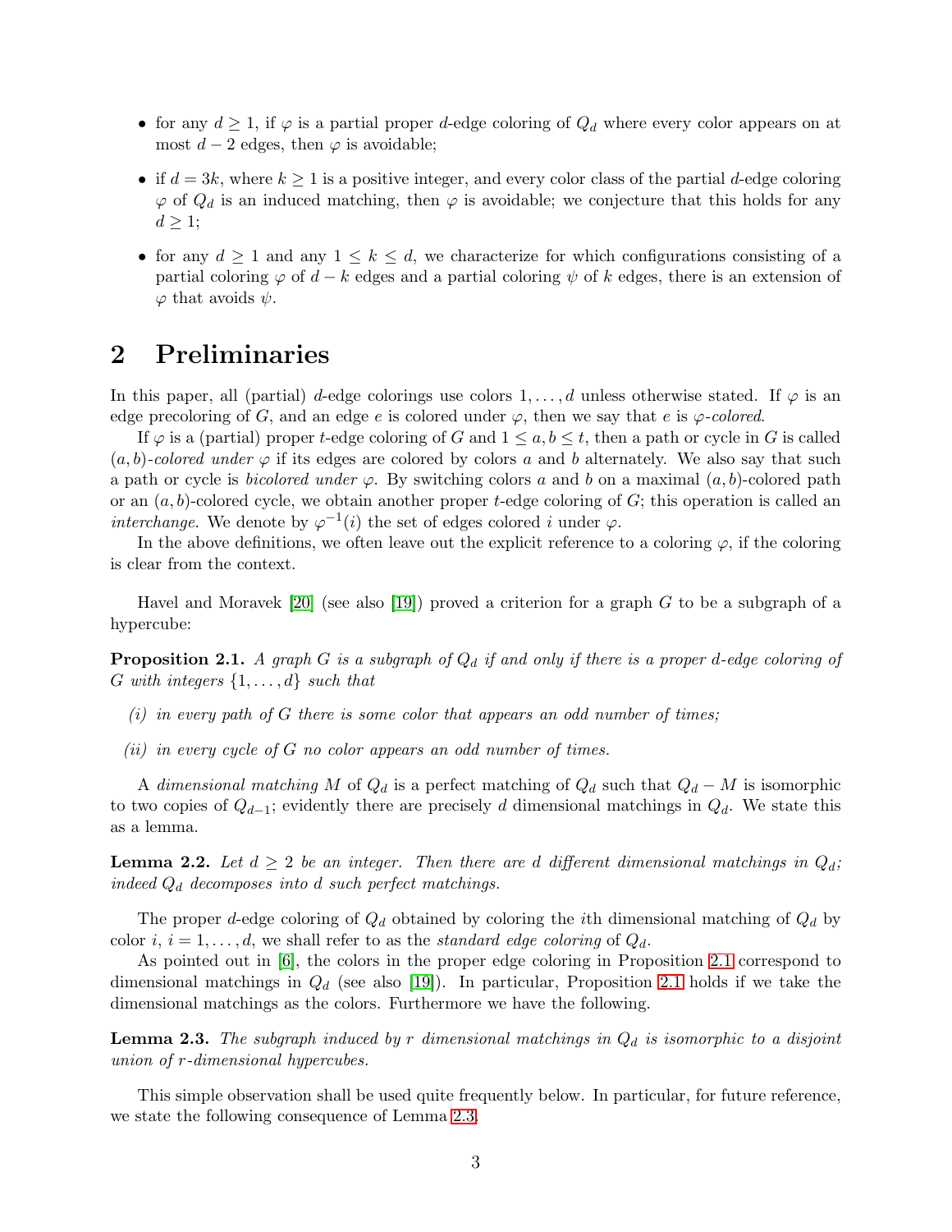- for any $d \geq 1$, if $\varphi$ is a partial proper $d$-edge coloring of $Q_d$ where every color appears on at most $d-2$ edges, then $\varphi$ is avoidable;
- if $d = 3k$, where $k \geq 1$ is a positive integer, and every color class of the partial $d$-edge coloring $\varphi$ of $Q_d$ is an induced matching, then $\varphi$ is avoidable; we conjecture that this holds for any $d \geq 1$;
- for any $d \geq 1$ and any $1 \leq k \leq d$, we characterize for which configurations consisting of a partial coloring $\varphi$ of $d-k$ edges and a partial coloring $\psi$ of $k$ edges, there is an extension of $\varphi$ that avoids $\psi$.

## 2 Preliminaries

In this paper, all (partial) $d$-edge colorings use colors $1, \dots, d$ unless otherwise stated. If $\varphi$ is an edge precoloring of $G$, and an edge $e$ is colored under $\varphi$, then we say that $e$ is *$\varphi$-colored*.

If $\varphi$ is a (partial) proper $t$-edge coloring of $G$ and $1 \leq a, b \leq t$, then a path or cycle in $G$ is called *$(a,b)$-colored under $\varphi$* if its edges are colored by colors $a$ and $b$ alternately. We also say that such a path or cycle is *bicolored under $\varphi$*. By switching colors $a$ and $b$ on a maximal $(a,b)$-colored path or an $(a,b)$-colored cycle, we obtain another proper $t$-edge coloring of $G$; this operation is called an *interchange*. We denote by $\varphi^{-1}(i)$ the set of edges colored $i$ under $\varphi$.

In the above definitions, we often leave out the explicit reference to a coloring $\varphi$, if the coloring is clear from the context.

Havel and Moravek [20] (see also [19]) proved a criterion for a graph $G$ to be a subgraph of a hypercube:

**Proposition 2.1.** *A graph $G$ is a subgraph of $Q_d$ if and only if there is a proper $d$-edge coloring of $G$ with integers $\{1, \dots, d\}$ such that*

*(i) in every path of $G$ there is some color that appears an odd number of times;*

*(ii) in every cycle of $G$ no color appears an odd number of times.*

A *dimensional matching* $M$ of $Q_d$ is a perfect matching of $Q_d$ such that $Q_d - M$ is isomorphic to two copies of $Q_{d-1}$; evidently there are precisely $d$ dimensional matchings in $Q_d$. We state this as a lemma.

**Lemma 2.2.** *Let $d \geq 2$ be an integer. Then there are $d$ different dimensional matchings in $Q_d$; indeed $Q_d$ decomposes into $d$ such perfect matchings.*

The proper $d$-edge coloring of $Q_d$ obtained by coloring the $i$th dimensional matching of $Q_d$ by color $i$, $i = 1, \dots, d$, we shall refer to as the *standard edge coloring* of $Q_d$.

As pointed out in [6], the colors in the proper edge coloring in Proposition 2.1 correspond to dimensional matchings in $Q_d$ (see also [19]). In particular, Proposition 2.1 holds if we take the dimensional matchings as the colors. Furthermore we have the following.

**Lemma 2.3.** *The subgraph induced by $r$ dimensional matchings in $Q_d$ is isomorphic to a disjoint union of $r$-dimensional hypercubes.*

This simple observation shall be used quite frequently below. In particular, for future reference, we state the following consequence of Lemma 2.3.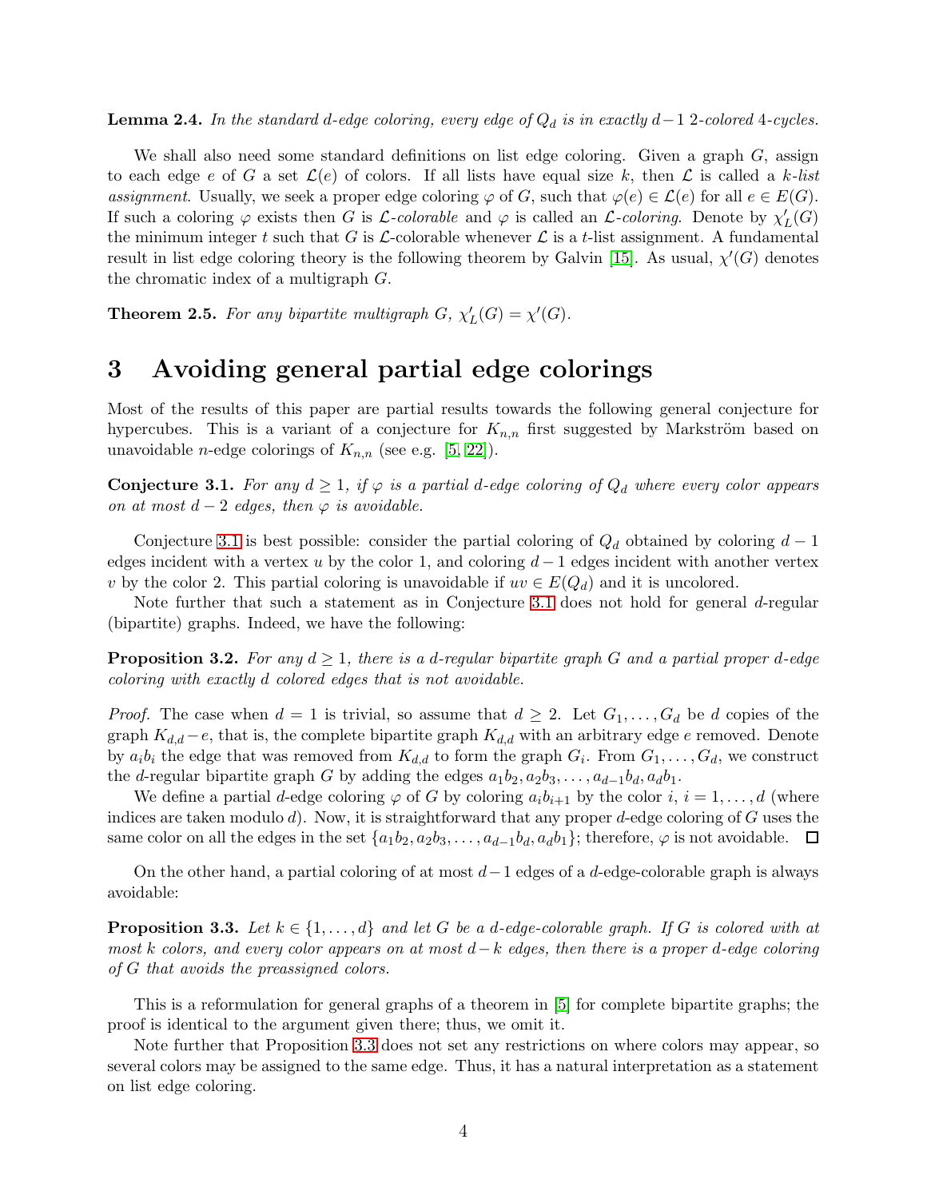**Lemma 2.4.** *In the standard $d$-edge coloring, every edge of $Q_d$ is in exactly $d-1$ 2-colored 4-cycles.*

We shall also need some standard definitions on list edge coloring. Given a graph $G$, assign to each edge $e$ of $G$ a set $\mathcal{L}(e)$ of colors. If all lists have equal size $k$, then $\mathcal{L}$ is called a *$k$-list assignment*. Usually, we seek a proper edge coloring $\varphi$ of $G$, such that $\varphi(e) \in \mathcal{L}(e)$ for all $e \in E(G)$. If such a coloring $\varphi$ exists then $G$ is *$\mathcal{L}$-colorable* and $\varphi$ is called an *$\mathcal{L}$-coloring*. Denote by $\chi'_L(G)$ the minimum integer $t$ such that $G$ is $\mathcal{L}$-colorable whenever $\mathcal{L}$ is a $t$-list assignment. A fundamental result in list edge coloring theory is the following theorem by Galvin [15]. As usual, $\chi'(G)$ denotes the chromatic index of a multigraph $G$.

**Theorem 2.5.** *For any bipartite multigraph $G$, $\chi'_L(G) = \chi'(G)$.*

# 3 Avoiding general partial edge colorings

Most of the results of this paper are partial results towards the following general conjecture for hypercubes. This is a variant of a conjecture for $K_{n,n}$ first suggested by Markström based on unavoidable $n$-edge colorings of $K_{n,n}$ (see e.g. [5, 22]).

**Conjecture 3.1.** *For any $d \geq 1$, if $\varphi$ is a partial $d$-edge coloring of $Q_d$ where every color appears on at most $d-2$ edges, then $\varphi$ is avoidable.*

Conjecture 3.1 is best possible: consider the partial coloring of $Q_d$ obtained by coloring $d-1$ edges incident with a vertex $u$ by the color 1, and coloring $d-1$ edges incident with another vertex $v$ by the color 2. This partial coloring is unavoidable if $uv \in E(Q_d)$ and it is uncolored.

Note further that such a statement as in Conjecture 3.1 does not hold for general $d$-regular (bipartite) graphs. Indeed, we have the following:

**Proposition 3.2.** *For any $d \geq 1$, there is a $d$-regular bipartite graph $G$ and a partial proper $d$-edge coloring with exactly $d$ colored edges that is not avoidable.*

*Proof.* The case when $d = 1$ is trivial, so assume that $d \geq 2$. Let $G_1, \ldots, G_d$ be $d$ copies of the graph $K_{d,d} - e$, that is, the complete bipartite graph $K_{d,d}$ with an arbitrary edge $e$ removed. Denote by $a_i b_i$ the edge that was removed from $K_{d,d}$ to form the graph $G_i$. From $G_1, \ldots, G_d$, we construct the $d$-regular bipartite graph $G$ by adding the edges $a_1b_2, a_2b_3, \ldots, a_{d-1}b_d, a_db_1$.

We define a partial $d$-edge coloring $\varphi$ of $G$ by coloring $a_ib_{i+1}$ by the color $i$, $i = 1, \ldots, d$ (where indices are taken modulo $d$). Now, it is straightforward that any proper $d$-edge coloring of $G$ uses the same color on all the edges in the set $\{a_1b_2, a_2b_3, \ldots, a_{d-1}b_d, a_db_1\}$; therefore, $\varphi$ is not avoidable. $\square$

On the other hand, a partial coloring of at most $d-1$ edges of a $d$-edge-colorable graph is always avoidable:

**Proposition 3.3.** *Let $k \in \{1, \ldots, d\}$ and let $G$ be a $d$-edge-colorable graph. If $G$ is colored with at most $k$ colors, and every color appears on at most $d-k$ edges, then there is a proper $d$-edge coloring of $G$ that avoids the preassigned colors.*

This is a reformulation for general graphs of a theorem in [5] for complete bipartite graphs; the proof is identical to the argument given there; thus, we omit it.

Note further that Proposition 3.3 does not set any restrictions on where colors may appear, so several colors may be assigned to the same edge. Thus, it has a natural interpretation as a statement on list edge coloring.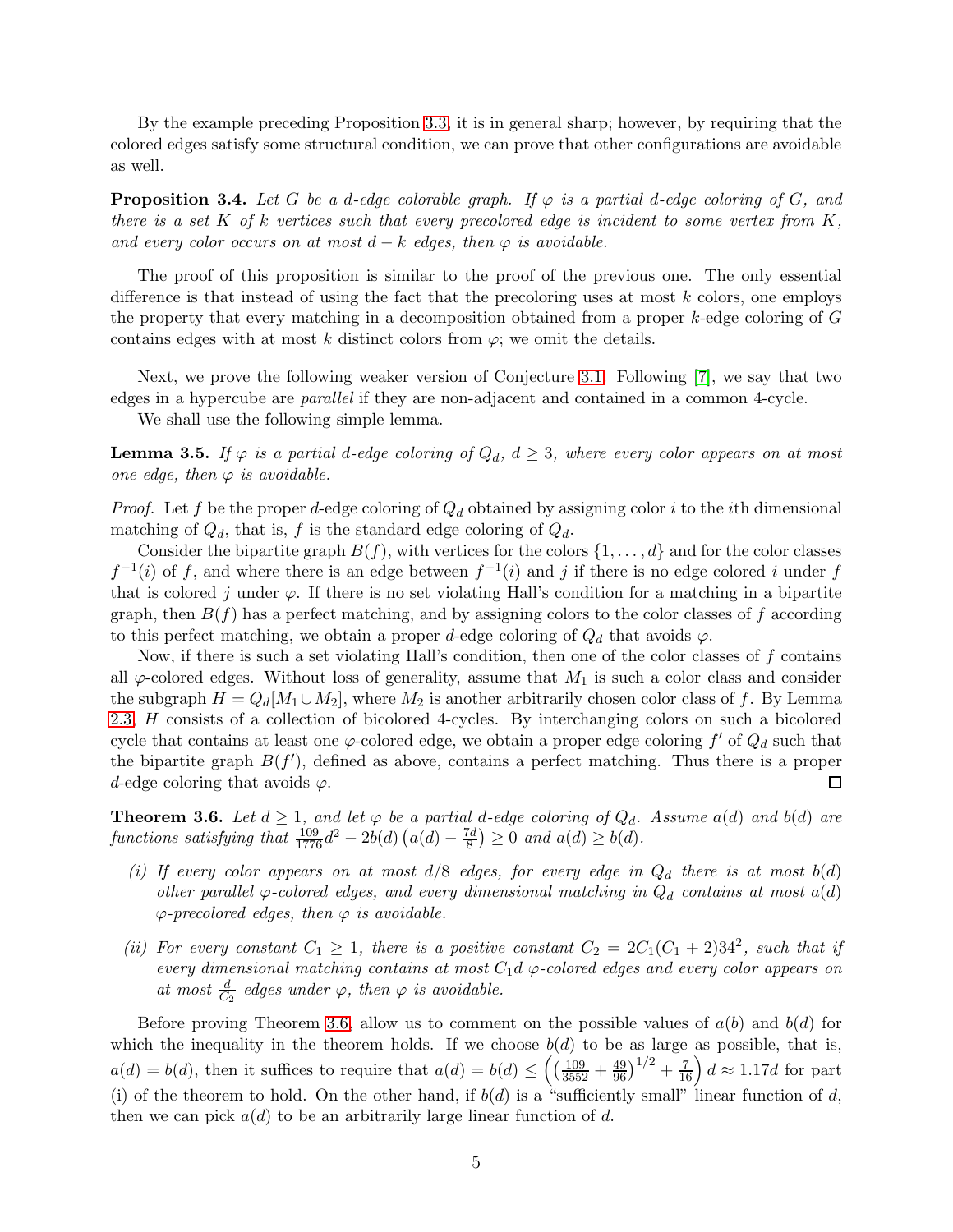By the example preceding Proposition 3.3, it is in general sharp; however, by requiring that the colored edges satisfy some structural condition, we can prove that other configurations are avoidable as well.

**Proposition 3.4.** *Let $G$ be a $d$-edge colorable graph. If $\varphi$ is a partial $d$-edge coloring of $G$, and there is a set $K$ of $k$ vertices such that every precolored edge is incident to some vertex from $K$, and every color occurs on at most $d-k$ edges, then $\varphi$ is avoidable.*

The proof of this proposition is similar to the proof of the previous one. The only essential difference is that instead of using the fact that the precoloring uses at most $k$ colors, one employs the property that every matching in a decomposition obtained from a proper $k$-edge coloring of $G$ contains edges with at most $k$ distinct colors from $\varphi$; we omit the details.

Next, we prove the following weaker version of Conjecture 3.1. Following [7], we say that two edges in a hypercube are *parallel* if they are non-adjacent and contained in a common 4-cycle.

We shall use the following simple lemma.

**Lemma 3.5.** *If $\varphi$ is a partial $d$-edge coloring of $Q_d$, $d \geq 3$, where every color appears on at most one edge, then $\varphi$ is avoidable.*

*Proof.* Let $f$ be the proper $d$-edge coloring of $Q_d$ obtained by assigning color $i$ to the $i$th dimensional matching of $Q_d$, that is, $f$ is the standard edge coloring of $Q_d$.

Consider the bipartite graph $B(f)$, with vertices for the colors $\{1, \dots, d\}$ and for the color classes $f^{-1}(i)$ of $f$, and where there is an edge between $f^{-1}(i)$ and $j$ if there is no edge colored $i$ under $f$ that is colored $j$ under $\varphi$. If there is no set violating Hall's condition for a matching in a bipartite graph, then $B(f)$ has a perfect matching, and by assigning colors to the color classes of $f$ according to this perfect matching, we obtain a proper $d$-edge coloring of $Q_d$ that avoids $\varphi$.

Now, if there is such a set violating Hall's condition, then one of the color classes of $f$ contains all $\varphi$-colored edges. Without loss of generality, assume that $M_1$ is such a color class and consider the subgraph $H = Q_d[M_1 \cup M_2]$, where $M_2$ is another arbitrarily chosen color class of $f$. By Lemma 2.3, $H$ consists of a collection of bicolored 4-cycles. By interchanging colors on such a bicolored cycle that contains at least one $\varphi$-colored edge, we obtain a proper edge coloring $f'$ of $Q_d$ such that the bipartite graph $B(f')$, defined as above, contains a perfect matching. Thus there is a proper $d$-edge coloring that avoids $\varphi$. $\square$

**Theorem 3.6.** *Let $d \geq 1$, and let $\varphi$ be a partial $d$-edge coloring of $Q_d$. Assume $a(d)$ and $b(d)$ are functions satisfying that $\frac{109}{1776}d^2 - 2b(d)\left(a(d) - \frac{7d}{8}\right) \geq 0$ and $a(d) \geq b(d)$.*

- *(i) If every color appears on at most $d/8$ edges, for every edge in $Q_d$ there is at most $b(d)$ other parallel $\varphi$-colored edges, and every dimensional matching in $Q_d$ contains at most $a(d)$ $\varphi$-precolored edges, then $\varphi$ is avoidable.*
- *(ii) For every constant $C_1 \geq 1$, there is a positive constant $C_2 = 2C_1(C_1+2)34^2$, such that if every dimensional matching contains at most $C_1 d$ $\varphi$-colored edges and every color appears on at most $\frac{d}{C_2}$ edges under $\varphi$, then $\varphi$ is avoidable.*

Before proving Theorem 3.6, allow us to comment on the possible values of $a(b)$ and $b(d)$ for which the inequality in the theorem holds. If we choose $b(d)$ to be as large as possible, that is, $a(d) = b(d)$, then it suffices to require that $a(d) = b(d) \leq \left(\left(\frac{109}{3552} + \frac{49}{96}\right)^{1/2} + \frac{7}{16}\right) d \approx 1.17d$ for part (i) of the theorem to hold. On the other hand, if $b(d)$ is a "sufficiently small" linear function of $d$, then we can pick $a(d)$ to be an arbitrarily large linear function of $d$.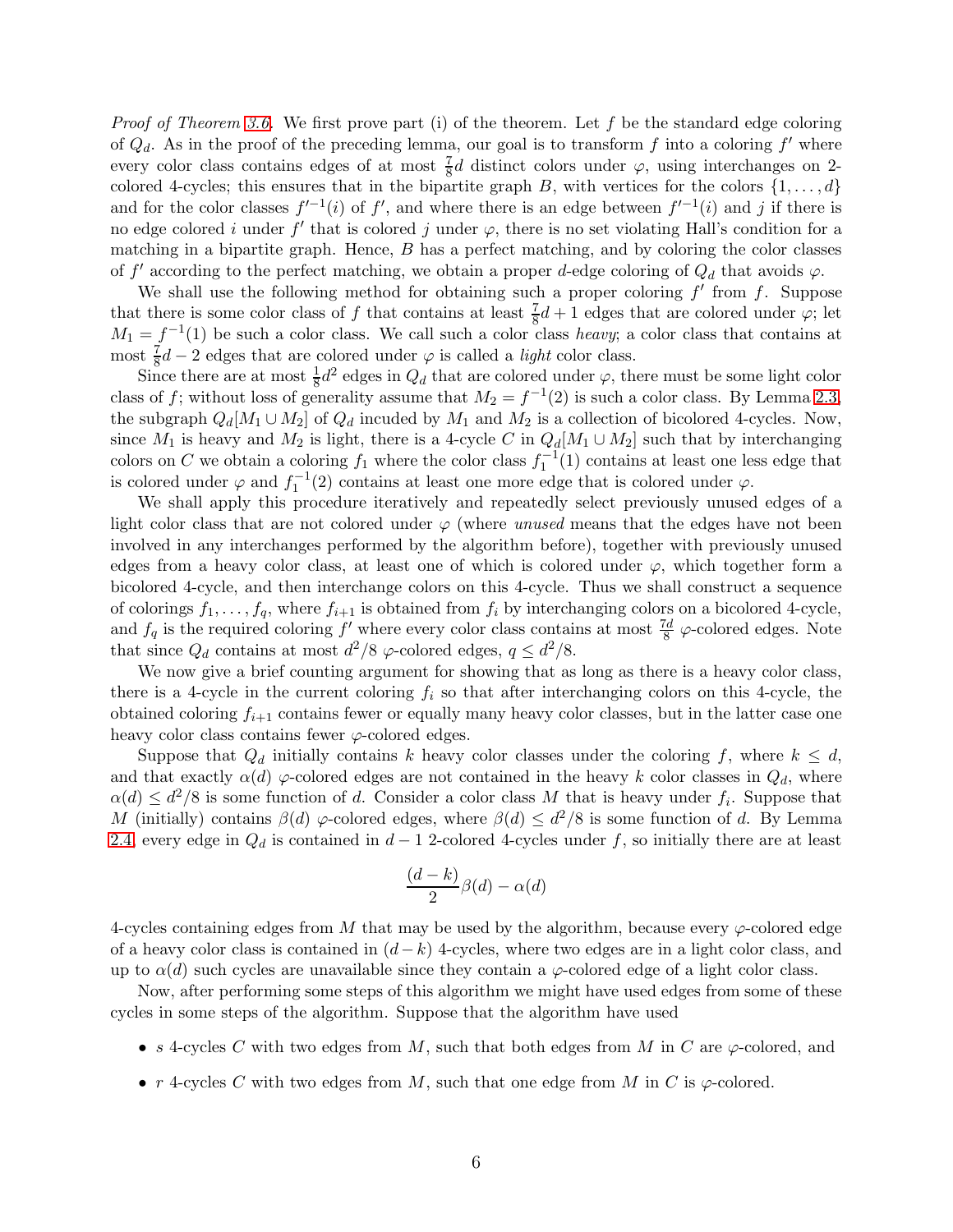*Proof of Theorem 3.6.* We first prove part (i) of the theorem. Let $f$ be the standard edge coloring of $Q_d$. As in the proof of the preceding lemma, our goal is to transform $f$ into a coloring $f'$ where every color class contains edges of at most $\frac{7}{8}d$ distinct colors under $\varphi$, using interchanges on 2-colored 4-cycles; this ensures that in the bipartite graph $B$, with vertices for the colors $\{1, \dots, d\}$ and for the color classes $f'^{-1}(i)$ of $f'$, and where there is an edge between $f'^{-1}(i)$ and $j$ if there is no edge colored $i$ under $f'$ that is colored $j$ under $\varphi$, there is no set violating Hall's condition for a matching in a bipartite graph. Hence, $B$ has a perfect matching, and by coloring the color classes of $f'$ according to the perfect matching, we obtain a proper $d$-edge coloring of $Q_d$ that avoids $\varphi$.

We shall use the following method for obtaining such a proper coloring $f'$ from $f$. Suppose that there is some color class of $f$ that contains at least $\frac{7}{8}d + 1$ edges that are colored under $\varphi$; let $M_1 = f^{-1}(1)$ be such a color class. We call such a color class *heavy*; a color class that contains at most $\frac{7}{8}d - 2$ edges that are colored under $\varphi$ is called a *light* color class.

Since there are at most $\frac{1}{8}d^2$ edges in $Q_d$ that are colored under $\varphi$, there must be some light color class of $f$; without loss of generality assume that $M_2 = f^{-1}(2)$ is such a color class. By Lemma 2.3, the subgraph $Q_d[M_1 \cup M_2]$ of $Q_d$ incuded by $M_1$ and $M_2$ is a collection of bicolored 4-cycles. Now, since $M_1$ is heavy and $M_2$ is light, there is a 4-cycle $C$ in $Q_d[M_1 \cup M_2]$ such that by interchanging colors on $C$ we obtain a coloring $f_1$ where the color class $f_1^{-1}(1)$ contains at least one less edge that is colored under $\varphi$ and $f_1^{-1}(2)$ contains at least one more edge that is colored under $\varphi$.

We shall apply this procedure iteratively and repeatedly select previously unused edges of a light color class that are not colored under $\varphi$ (where *unused* means that the edges have not been involved in any interchanges performed by the algorithm before), together with previously unused edges from a heavy color class, at least one of which is colored under $\varphi$, which together form a bicolored 4-cycle, and then interchange colors on this 4-cycle. Thus we shall construct a sequence of colorings $f_1, \dots, f_q$, where $f_{i+1}$ is obtained from $f_i$ by interchanging colors on a bicolored 4-cycle, and $f_q$ is the required coloring $f'$ where every color class contains at most $\frac{7d}{8}$ $\varphi$-colored edges. Note that since $Q_d$ contains at most $d^2/8$ $\varphi$-colored edges, $q \leq d^2/8$.

We now give a brief counting argument for showing that as long as there is a heavy color class, there is a 4-cycle in the current coloring $f_i$ so that after interchanging colors on this 4-cycle, the obtained coloring $f_{i+1}$ contains fewer or equally many heavy color classes, but in the latter case one heavy color class contains fewer $\varphi$-colored edges.

Suppose that $Q_d$ initially contains $k$ heavy color classes under the coloring $f$, where $k \leq d$, and that exactly $\alpha(d)$ $\varphi$-colored edges are not contained in the heavy $k$ color classes in $Q_d$, where $\alpha(d) \leq d^2/8$ is some function of $d$. Consider a color class $M$ that is heavy under $f_i$. Suppose that $M$ (initially) contains $\beta(d)$ $\varphi$-colored edges, where $\beta(d) \leq d^2/8$ is some function of $d$. By Lemma 2.4, every edge in $Q_d$ is contained in $d-1$ 2-colored 4-cycles under $f$, so initially there are at least

$$\frac{(d-k)}{2}\beta(d) - \alpha(d)$$

4-cycles containing edges from $M$ that may be used by the algorithm, because every $\varphi$-colored edge of a heavy color class is contained in $(d-k)$ 4-cycles, where two edges are in a light color class, and up to $\alpha(d)$ such cycles are unavailable since they contain a $\varphi$-colored edge of a light color class.

Now, after performing some steps of this algorithm we might have used edges from some of these cycles in some steps of the algorithm. Suppose that the algorithm have used

- $s$ 4-cycles $C$ with two edges from $M$, such that both edges from $M$ in $C$ are $\varphi$-colored, and
- $r$ 4-cycles $C$ with two edges from $M$, such that one edge from $M$ in $C$ is $\varphi$-colored.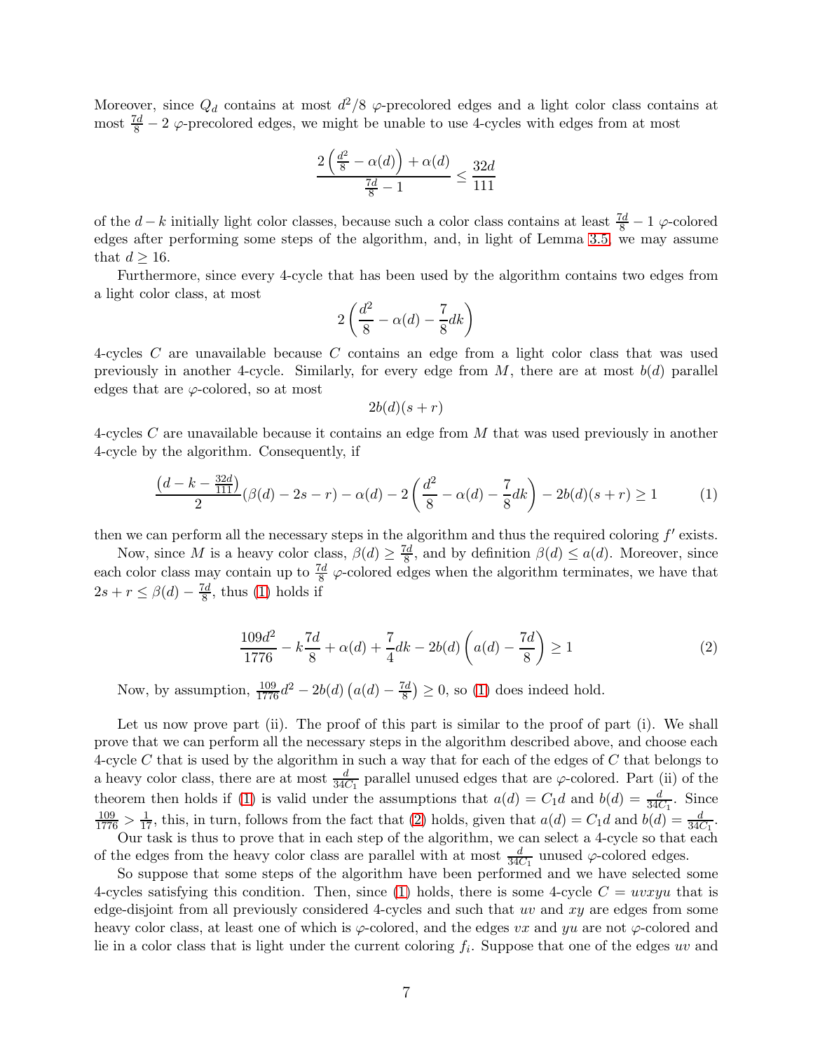Moreover, since $Q_d$ contains at most $d^2/8$ $\varphi$-precolored edges and a light color class contains at most $\frac{7d}{8} - 2$ $\varphi$-precolored edges, we might be unable to use 4-cycles with edges from at most

$$\frac{2\left(\frac{d^2}{8} - \alpha(d)\right) + \alpha(d)}{\frac{7d}{8} - 1} \leq \frac{32d}{111}$$

of the $d-k$ initially light color classes, because such a color class contains at least $\frac{7d}{8} - 1$ $\varphi$-colored edges after performing some steps of the algorithm, and, in light of Lemma 3.5, we may assume that $d \geq 16$.

Furthermore, since every 4-cycle that has been used by the algorithm contains two edges from a light color class, at most

$$2\left(\frac{d^2}{8} - \alpha(d) - \frac{7}{8}dk\right)$$

4-cycles $C$ are unavailable because $C$ contains an edge from a light color class that was used previously in another 4-cycle. Similarly, for every edge from $M$, there are at most $b(d)$ parallel edges that are $\varphi$-colored, so at most

$$2b(d)(s+r)$$

4-cycles $C$ are unavailable because it contains an edge from $M$ that was used previously in another 4-cycle by the algorithm. Consequently, if

$$\frac{\left(d - k - \frac{32d}{111}\right)}{2}(\beta(d) - 2s - r) - \alpha(d) - 2\left(\frac{d^2}{8} - \alpha(d) - \frac{7}{8}dk\right) - 2b(d)(s+r) \geq 1 \tag{1}$$

then we can perform all the necessary steps in the algorithm and thus the required coloring $f'$ exists.

Now, since $M$ is a heavy color class, $\beta(d) \geq \frac{7d}{8}$, and by definition $\beta(d) \leq a(d)$. Moreover, since each color class may contain up to $\frac{7d}{8}$ $\varphi$-colored edges when the algorithm terminates, we have that $2s + r \leq \beta(d) - \frac{7d}{8}$, thus (1) holds if

$$\frac{109d^2}{1776} - k\frac{7d}{8} + \alpha(d) + \frac{7}{4}dk - 2b(d)\left(a(d) - \frac{7d}{8}\right) \geq 1 \tag{2}$$

Now, by assumption, $\frac{109}{1776}d^2 - 2b(d)\left(a(d) - \frac{7d}{8}\right) \geq 0$, so (1) does indeed hold.

Let us now prove part (ii). The proof of this part is similar to the proof of part (i). We shall prove that we can perform all the necessary steps in the algorithm described above, and choose each 4-cycle $C$ that is used by the algorithm in such a way that for each of the edges of $C$ that belongs to a heavy color class, there are at most $\frac{d}{34C_1}$ parallel unused edges that are $\varphi$-colored. Part (ii) of the theorem then holds if (1) is valid under the assumptions that $a(d) = C_1 d$ and $b(d) = \frac{d}{34C_1}$. Since $\frac{109}{1776} > \frac{1}{17}$, this, in turn, follows from the fact that (2) holds, given that $a(d) = C_1 d$ and $b(d) = \frac{d}{34C_1}$.

Our task is thus to prove that in each step of the algorithm, we can select a 4-cycle so that each of the edges from the heavy color class are parallel with at most $\frac{d}{34C_1}$ unused $\varphi$-colored edges.

So suppose that some steps of the algorithm have been performed and we have selected some 4-cycles satisfying this condition. Then, since (1) holds, there is some 4-cycle $C = uvxyu$ that is edge-disjoint from all previously considered 4-cycles and such that $uv$ and $xy$ are edges from some heavy color class, at least one of which is $\varphi$-colored, and the edges $vx$ and $yu$ are not $\varphi$-colored and lie in a color class that is light under the current coloring $f_i$. Suppose that one of the edges $uv$ and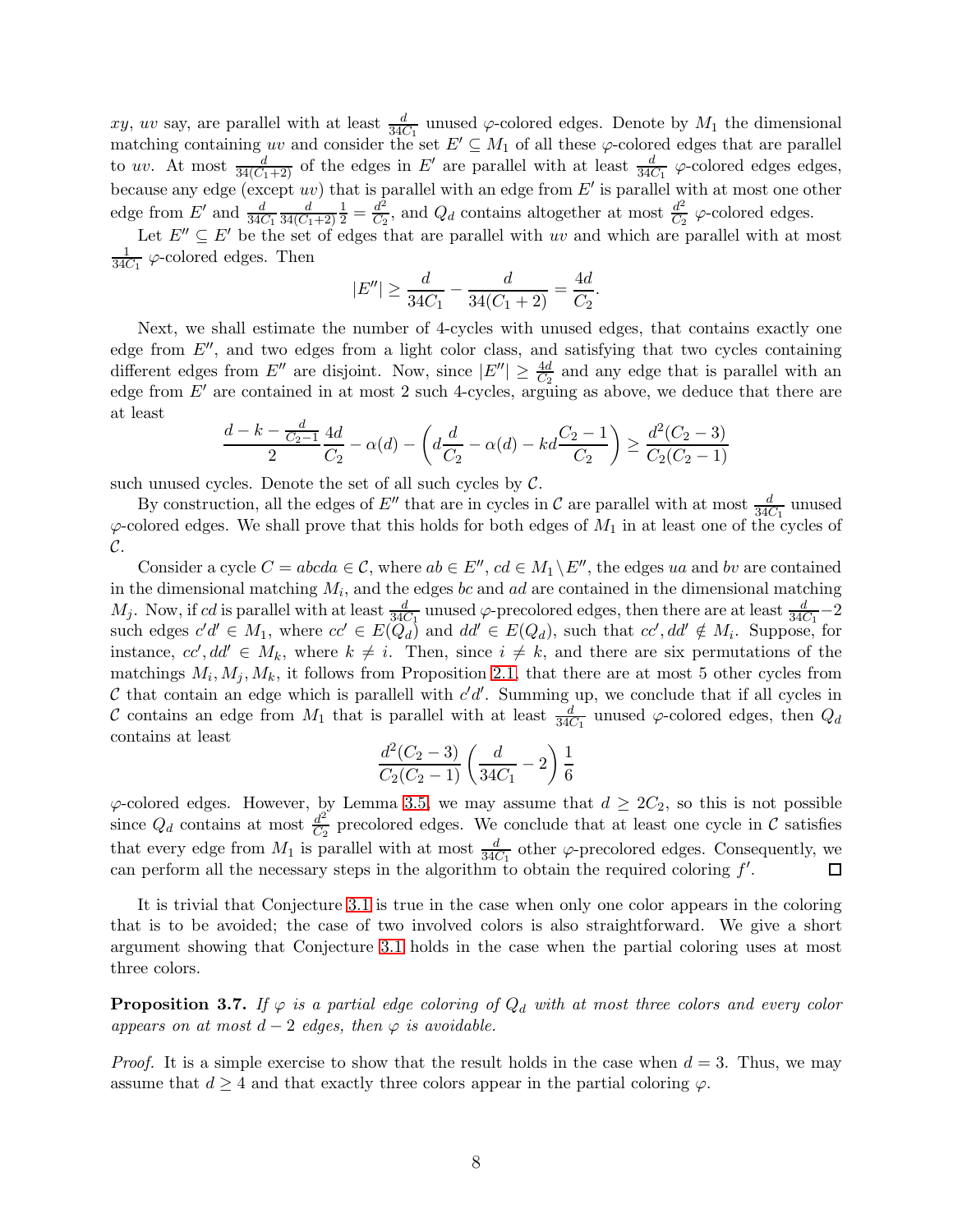$xy$, $uv$ say, are parallel with at least $\frac{d}{34C_1}$ unused $\varphi$-colored edges. Denote by $M_1$ the dimensional matching containing $uv$ and consider the set $E' \subseteq M_1$ of all these $\varphi$-colored edges that are parallel to $uv$. At most $\frac{d}{34(C_1+2)}$ of the edges in $E'$ are parallel with at least $\frac{d}{34C_1}$ $\varphi$-colored edges edges, because any edge (except $uv$) that is parallel with an edge from $E'$ is parallel with at most one other edge from $E'$ and $\frac{d}{34C_1}\frac{d}{34(C_1+2)}\frac{1}{2} = \frac{d^2}{C_2}$, and $Q_d$ contains altogether at most $\frac{d^2}{C_2}$ $\varphi$-colored edges.

Let $E'' \subseteq E'$ be the set of edges that are parallel with $uv$ and which are parallel with at most $\frac{1}{34C_1}$ $\varphi$-colored edges. Then

$$|E''| \geq \frac{d}{34C_1} - \frac{d}{34(C_1+2)} = \frac{4d}{C_2}.$$

Next, we shall estimate the number of 4-cycles with unused edges, that contains exactly one edge from $E''$, and two edges from a light color class, and satisfying that two cycles containing different edges from $E''$ are disjoint. Now, since $|E''| \geq \frac{4d}{C_2}$ and any edge that is parallel with an edge from $E'$ are contained in at most 2 such 4-cycles, arguing as above, we deduce that there are at least

$$\frac{d - k - \frac{d}{C_2-1}}{2}\frac{4d}{C_2} - \alpha(d) - \left(d\frac{d}{C_2} - \alpha(d) - kd\frac{C_2-1}{C_2}\right) \geq \frac{d^2(C_2-3)}{C_2(C_2-1)}$$

such unused cycles. Denote the set of all such cycles by $\mathcal{C}$.

By construction, all the edges of $E''$ that are in cycles in $\mathcal{C}$ are parallel with at most $\frac{d}{34C_1}$ unused $\varphi$-colored edges. We shall prove that this holds for both edges of $M_1$ in at least one of the cycles of $\mathcal{C}$.

Consider a cycle $C = abcda \in \mathcal{C}$, where $ab \in E''$, $cd \in M_1 \setminus E''$, the edges $ua$ and $bv$ are contained in the dimensional matching $M_i$, and the edges $bc$ and $ad$ are contained in the dimensional matching $M_j$. Now, if $cd$ is parallel with at least $\frac{d}{34C_1}$ unused $\varphi$-precolored edges, then there are at least $\frac{d}{34C_1}-2$ such edges $c'd' \in M_1$, where $cc' \in E(Q_d)$ and $dd' \in E(Q_d)$, such that $cc', dd' \notin M_i$. Suppose, for instance, $cc', dd' \in M_k$, where $k \neq i$. Then, since $i \neq k$, and there are six permutations of the matchings $M_i, M_j, M_k$, it follows from Proposition 2.1, that there are at most 5 other cycles from $\mathcal{C}$ that contain an edge which is parallell with $c'd'$. Summing up, we conclude that if all cycles in $\mathcal{C}$ contains an edge from $M_1$ that is parallel with at least $\frac{d}{34C_1}$ unused $\varphi$-colored edges, then $Q_d$ contains at least

$$\frac{d^2(C_2-3)}{C_2(C_2-1)}\left(\frac{d}{34C_1} - 2\right)\frac{1}{6}$$

$\varphi$-colored edges. However, by Lemma 3.5, we may assume that $d \geq 2C_2$, so this is not possible since $Q_d$ contains at most $\frac{d^2}{C_2}$ precolored edges. We conclude that at least one cycle in $\mathcal{C}$ satisfies that every edge from $M_1$ is parallel with at most $\frac{d}{34C_1}$ other $\varphi$-precolored edges. Consequently, we can perform all the necessary steps in the algorithm to obtain the required coloring $f'$. $\square$

It is trivial that Conjecture 3.1 is true in the case when only one color appears in the coloring that is to be avoided; the case of two involved colors is also straightforward. We give a short argument showing that Conjecture 3.1 holds in the case when the partial coloring uses at most three colors.

**Proposition 3.7.** *If $\varphi$ is a partial edge coloring of $Q_d$ with at most three colors and every color appears on at most $d-2$ edges, then $\varphi$ is avoidable.*

*Proof.* It is a simple exercise to show that the result holds in the case when $d = 3$. Thus, we may assume that $d \geq 4$ and that exactly three colors appear in the partial coloring $\varphi$.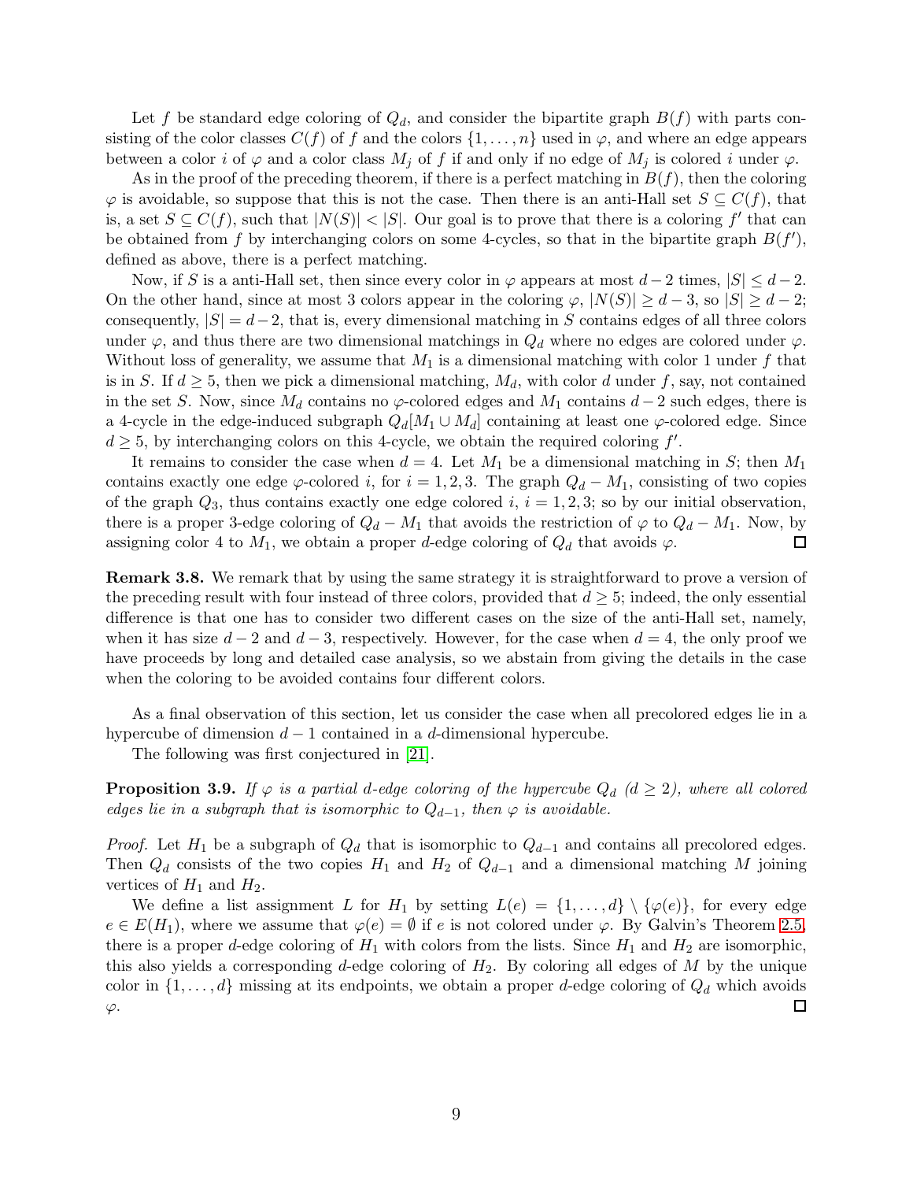Let $f$ be standard edge coloring of $Q_d$, and consider the bipartite graph $B(f)$ with parts consisting of the color classes $C(f)$ of $f$ and the colors $\{1, \dots, n\}$ used in $\varphi$, and where an edge appears between a color $i$ of $\varphi$ and a color class $M_j$ of $f$ if and only if no edge of $M_j$ is colored $i$ under $\varphi$.

As in the proof of the preceding theorem, if there is a perfect matching in $B(f)$, then the coloring $\varphi$ is avoidable, so suppose that this is not the case. Then there is an anti-Hall set $S \subseteq C(f)$, that is, a set $S \subseteq C(f)$, such that $|N(S)| < |S|$. Our goal is to prove that there is a coloring $f'$ that can be obtained from $f$ by interchanging colors on some 4-cycles, so that in the bipartite graph $B(f')$, defined as above, there is a perfect matching.

Now, if $S$ is a anti-Hall set, then since every color in $\varphi$ appears at most $d-2$ times, $|S| \leq d-2$. On the other hand, since at most 3 colors appear in the coloring $\varphi$, $|N(S)| \geq d-3$, so $|S| \geq d-2$; consequently, $|S| = d-2$, that is, every dimensional matching in $S$ contains edges of all three colors under $\varphi$, and thus there are two dimensional matchings in $Q_d$ where no edges are colored under $\varphi$. Without loss of generality, we assume that $M_1$ is a dimensional matching with color 1 under $f$ that is in $S$. If $d \geq 5$, then we pick a dimensional matching, $M_d$, with color $d$ under $f$, say, not contained in the set $S$. Now, since $M_d$ contains no $\varphi$-colored edges and $M_1$ contains $d-2$ such edges, there is a 4-cycle in the edge-induced subgraph $Q_d[M_1 \cup M_d]$ containing at least one $\varphi$-colored edge. Since $d \geq 5$, by interchanging colors on this 4-cycle, we obtain the required coloring $f'$.

It remains to consider the case when $d = 4$. Let $M_1$ be a dimensional matching in $S$; then $M_1$ contains exactly one edge $\varphi$-colored $i$, for $i = 1, 2, 3$. The graph $Q_d - M_1$, consisting of two copies of the graph $Q_3$, thus contains exactly one edge colored $i$, $i = 1, 2, 3$; so by our initial observation, there is a proper 3-edge coloring of $Q_d - M_1$ that avoids the restriction of $\varphi$ to $Q_d - M_1$. Now, by assigning color 4 to $M_1$, we obtain a proper $d$-edge coloring of $Q_d$ that avoids $\varphi$. $\square$

**Remark 3.8.** We remark that by using the same strategy it is straightforward to prove a version of the preceding result with four instead of three colors, provided that $d \geq 5$; indeed, the only essential difference is that one has to consider two different cases on the size of the anti-Hall set, namely, when it has size $d-2$ and $d-3$, respectively. However, for the case when $d = 4$, the only proof we have proceeds by long and detailed case analysis, so we abstain from giving the details in the case when the coloring to be avoided contains four different colors.

As a final observation of this section, let us consider the case when all precolored edges lie in a hypercube of dimension $d-1$ contained in a $d$-dimensional hypercube.

The following was first conjectured in [21].

**Proposition 3.9.** *If $\varphi$ is a partial $d$-edge coloring of the hypercube $Q_d$ ($d \geq 2$), where all colored edges lie in a subgraph that is isomorphic to $Q_{d-1}$, then $\varphi$ is avoidable.*

*Proof.* Let $H_1$ be a subgraph of $Q_d$ that is isomorphic to $Q_{d-1}$ and contains all precolored edges. Then $Q_d$ consists of the two copies $H_1$ and $H_2$ of $Q_{d-1}$ and a dimensional matching $M$ joining vertices of $H_1$ and $H_2$.

We define a list assignment $L$ for $H_1$ by setting $L(e) = \{1, \dots, d\} \setminus \{\varphi(e)\}$, for every edge $e \in E(H_1)$, where we assume that $\varphi(e) = \emptyset$ if $e$ is not colored under $\varphi$. By Galvin's Theorem 2.5, there is a proper $d$-edge coloring of $H_1$ with colors from the lists. Since $H_1$ and $H_2$ are isomorphic, this also yields a corresponding $d$-edge coloring of $H_2$. By coloring all edges of $M$ by the unique color in $\{1, \dots, d\}$ missing at its endpoints, we obtain a proper $d$-edge coloring of $Q_d$ which avoids $\varphi$. $\square$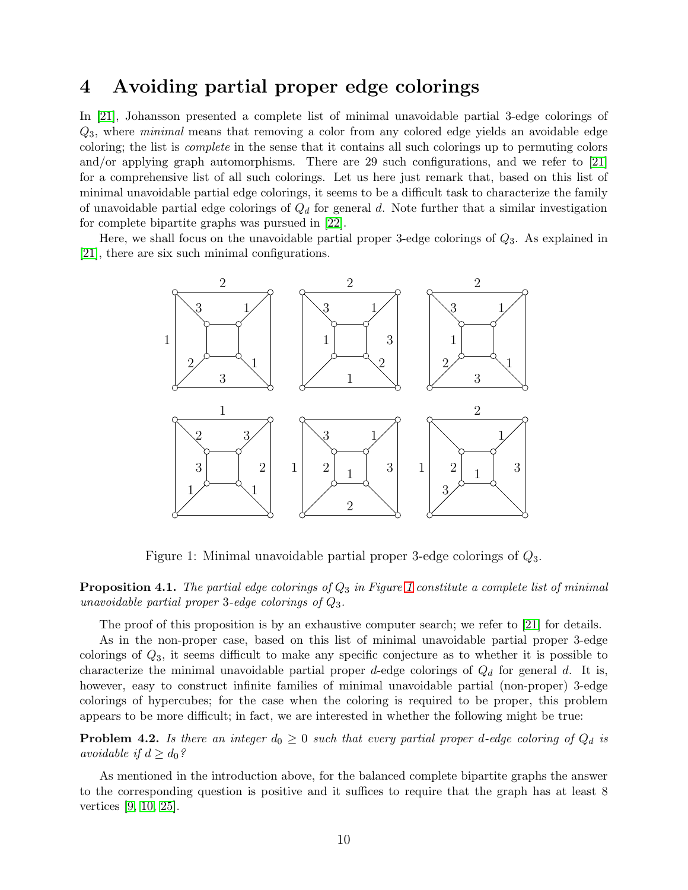# 4 Avoiding partial proper edge colorings

In [21], Johansson presented a complete list of minimal unavoidable partial 3-edge colorings of $Q_3$, where *minimal* means that removing a color from any colored edge yields an avoidable edge coloring; the list is *complete* in the sense that it contains all such colorings up to permuting colors and/or applying graph automorphisms. There are 29 such configurations, and we refer to [21] for a comprehensive list of all such colorings. Let us here just remark that, based on this list of minimal unavoidable partial edge colorings, it seems to be a difficult task to characterize the family of unavoidable partial edge colorings of $Q_d$ for general $d$. Note further that a similar investigation for complete bipartite graphs was pursued in [22].

Here, we shall focus on the unavoidable partial proper 3-edge colorings of $Q_3$. As explained in [21], there are six such minimal configurations.

Figure 1: Minimal unavoidable partial proper 3-edge colorings of $Q_3$.

**Proposition 4.1.** *The partial edge colorings of $Q_3$ in Figure 1 constitute a complete list of minimal unavoidable partial proper 3-edge colorings of $Q_3$.*

The proof of this proposition is by an exhaustive computer search; we refer to [21] for details.

As in the non-proper case, based on this list of minimal unavoidable partial proper 3-edge colorings of $Q_3$, it seems difficult to make any specific conjecture as to whether it is possible to characterize the minimal unavoidable partial proper $d$-edge colorings of $Q_d$ for general $d$. It is, however, easy to construct infinite families of minimal unavoidable partial (non-proper) 3-edge colorings of hypercubes; for the case when the coloring is required to be proper, this problem appears to be more difficult; in fact, we are interested in whether the following might be true:

**Problem 4.2.** *Is there an integer $d_0 \geq 0$ such that every partial proper $d$-edge coloring of $Q_d$ is avoidable if $d \geq d_0$?*

As mentioned in the introduction above, for the balanced complete bipartite graphs the answer to the corresponding question is positive and it suffices to require that the graph has at least 8 vertices [9, 10, 25].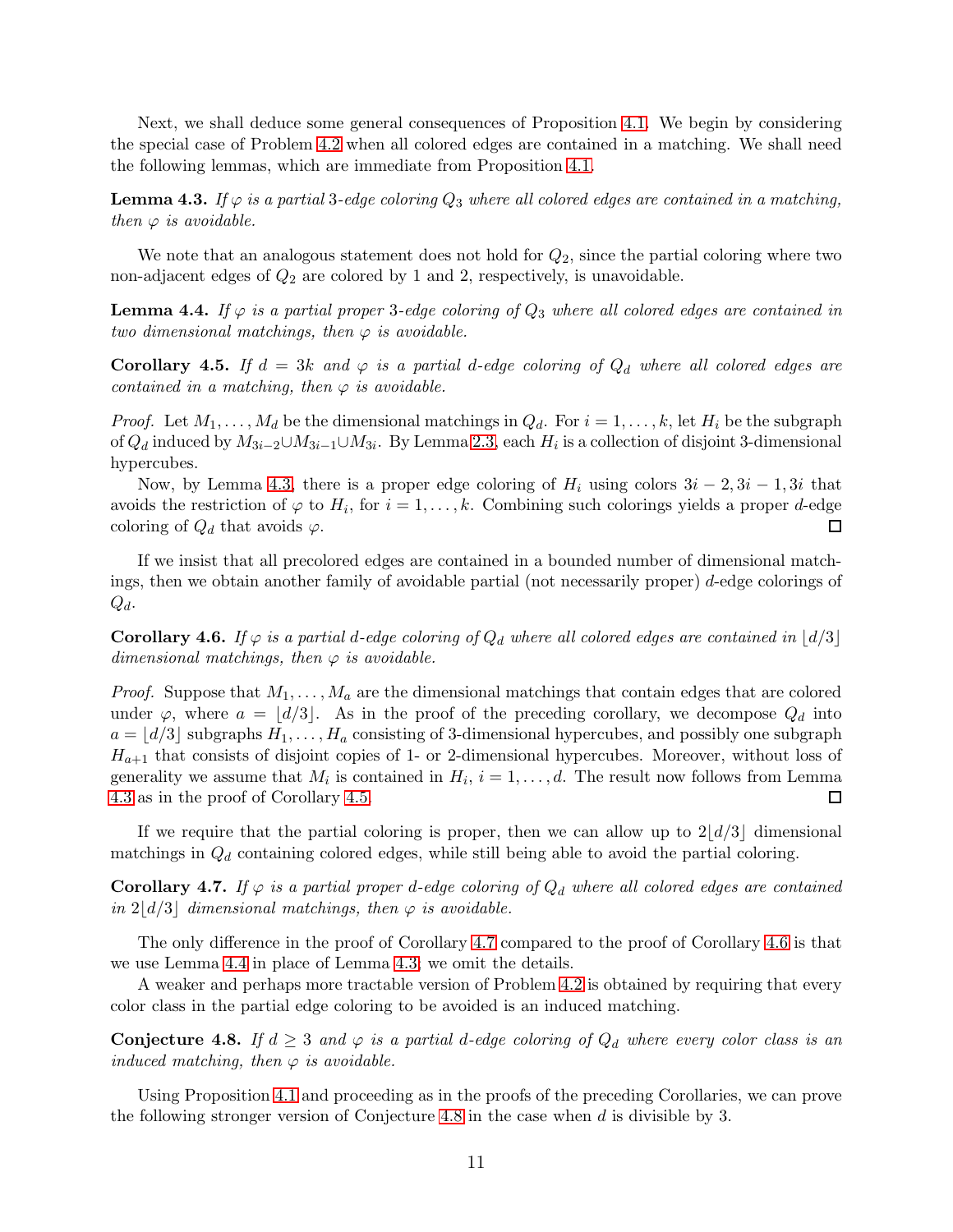Next, we shall deduce some general consequences of Proposition 4.1. We begin by considering the special case of Problem 4.2 when all colored edges are contained in a matching. We shall need the following lemmas, which are immediate from Proposition 4.1.

**Lemma 4.3.** *If $\varphi$ is a partial 3-edge coloring $Q_3$ where all colored edges are contained in a matching, then $\varphi$ is avoidable.*

We note that an analogous statement does not hold for $Q_2$, since the partial coloring where two non-adjacent edges of $Q_2$ are colored by 1 and 2, respectively, is unavoidable.

**Lemma 4.4.** *If $\varphi$ is a partial proper 3-edge coloring of $Q_3$ where all colored edges are contained in two dimensional matchings, then $\varphi$ is avoidable.*

**Corollary 4.5.** *If $d = 3k$ and $\varphi$ is a partial $d$-edge coloring of $Q_d$ where all colored edges are contained in a matching, then $\varphi$ is avoidable.*

*Proof.* Let $M_1, \dots, M_d$ be the dimensional matchings in $Q_d$. For $i = 1, \dots, k$, let $H_i$ be the subgraph of $Q_d$ induced by $M_{3i-2} \cup M_{3i-1} \cup M_{3i}$. By Lemma 2.3, each $H_i$ is a collection of disjoint 3-dimensional hypercubes.

Now, by Lemma 4.3, there is a proper edge coloring of $H_i$ using colors $3i-2, 3i-1, 3i$ that avoids the restriction of $\varphi$ to $H_i$, for $i = 1, \dots, k$. Combining such colorings yields a proper $d$-edge coloring of $Q_d$ that avoids $\varphi$. □

If we insist that all precolored edges are contained in a bounded number of dimensional matchings, then we obtain another family of avoidable partial (not necessarily proper) $d$-edge colorings of $Q_d$.

**Corollary 4.6.** *If $\varphi$ is a partial $d$-edge coloring of $Q_d$ where all colored edges are contained in $\lfloor d/3 \rfloor$ dimensional matchings, then $\varphi$ is avoidable.*

*Proof.* Suppose that $M_1, \dots, M_a$ are the dimensional matchings that contain edges that are colored under $\varphi$, where $a = \lfloor d/3 \rfloor$. As in the proof of the preceding corollary, we decompose $Q_d$ into $a = \lfloor d/3 \rfloor$ subgraphs $H_1, \dots, H_a$ consisting of 3-dimensional hypercubes, and possibly one subgraph $H_{a+1}$ that consists of disjoint copies of 1- or 2-dimensional hypercubes. Moreover, without loss of generality we assume that $M_i$ is contained in $H_i$, $i = 1, \dots, d$. The result now follows from Lemma 4.3 as in the proof of Corollary 4.5. □

If we require that the partial coloring is proper, then we can allow up to $2\lfloor d/3 \rfloor$ dimensional matchings in $Q_d$ containing colored edges, while still being able to avoid the partial coloring.

**Corollary 4.7.** *If $\varphi$ is a partial proper $d$-edge coloring of $Q_d$ where all colored edges are contained in $2\lfloor d/3 \rfloor$ dimensional matchings, then $\varphi$ is avoidable.*

The only difference in the proof of Corollary 4.7 compared to the proof of Corollary 4.6 is that we use Lemma 4.4 in place of Lemma 4.3; we omit the details.

A weaker and perhaps more tractable version of Problem 4.2 is obtained by requiring that every color class in the partial edge coloring to be avoided is an induced matching.

**Conjecture 4.8.** *If $d \geq 3$ and $\varphi$ is a partial $d$-edge coloring of $Q_d$ where every color class is an induced matching, then $\varphi$ is avoidable.*

Using Proposition 4.1 and proceeding as in the proofs of the preceding Corollaries, we can prove the following stronger version of Conjecture 4.8 in the case when $d$ is divisible by 3.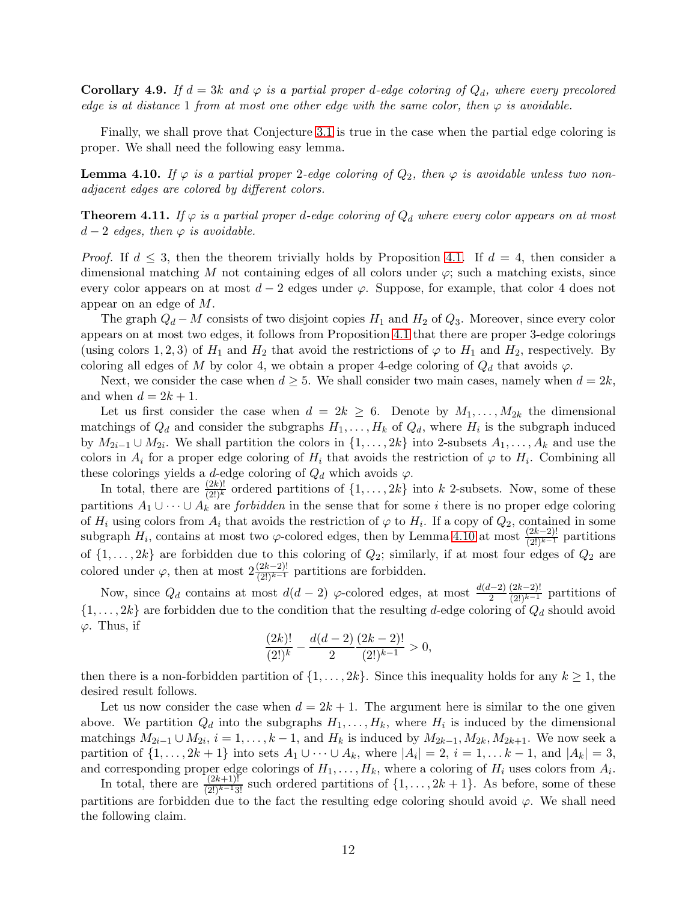**Corollary 4.9.** *If $d = 3k$ and $\varphi$ is a partial proper $d$-edge coloring of $Q_d$, where every precolored edge is at distance 1 from at most one other edge with the same color, then $\varphi$ is avoidable.*

Finally, we shall prove that Conjecture 3.1 is true in the case when the partial edge coloring is proper. We shall need the following easy lemma.

**Lemma 4.10.** *If $\varphi$ is a partial proper 2-edge coloring of $Q_2$, then $\varphi$ is avoidable unless two non-adjacent edges are colored by different colors.*

**Theorem 4.11.** *If $\varphi$ is a partial proper $d$-edge coloring of $Q_d$ where every color appears on at most $d-2$ edges, then $\varphi$ is avoidable.*

*Proof.* If $d \leq 3$, then the theorem trivially holds by Proposition 4.1. If $d = 4$, then consider a dimensional matching $M$ not containing edges of all colors under $\varphi$; such a matching exists, since every color appears on at most $d-2$ edges under $\varphi$. Suppose, for example, that color 4 does not appear on an edge of $M$.

The graph $Q_d - M$ consists of two disjoint copies $H_1$ and $H_2$ of $Q_3$. Moreover, since every color appears on at most two edges, it follows from Proposition 4.1 that there are proper 3-edge colorings (using colors $1, 2, 3$) of $H_1$ and $H_2$ that avoid the restrictions of $\varphi$ to $H_1$ and $H_2$, respectively. By coloring all edges of $M$ by color 4, we obtain a proper 4-edge coloring of $Q_d$ that avoids $\varphi$.

Next, we consider the case when $d \geq 5$. We shall consider two main cases, namely when $d = 2k$, and when $d = 2k+1$.

Let us first consider the case when $d = 2k \geq 6$. Denote by $M_1, \dots, M_{2k}$ the dimensional matchings of $Q_d$ and consider the subgraphs $H_1, \dots, H_k$ of $Q_d$, where $H_i$ is the subgraph induced by $M_{2i-1} \cup M_{2i}$. We shall partition the colors in $\{1, \dots, 2k\}$ into 2-subsets $A_1, \dots, A_k$ and use the colors in $A_i$ for a proper edge coloring of $H_i$ that avoids the restriction of $\varphi$ to $H_i$. Combining all these colorings yields a $d$-edge coloring of $Q_d$ which avoids $\varphi$.

In total, there are $\frac{(2k)!}{(2!)^k}$ ordered partitions of $\{1, \dots, 2k\}$ into $k$ 2-subsets. Now, some of these partitions $A_1 \cup \dots \cup A_k$ are *forbidden* in the sense that for some $i$ there is no proper edge coloring of $H_i$ using colors from $A_i$ that avoids the restriction of $\varphi$ to $H_i$. If a copy of $Q_2$, contained in some subgraph $H_i$, contains at most two $\varphi$-colored edges, then by Lemma 4.10 at most $\frac{(2k-2)!}{(2!)^{k-1}}$ partitions of $\{1, \dots, 2k\}$ are forbidden due to this coloring of $Q_2$; similarly, if at most four edges of $Q_2$ are colored under $\varphi$, then at most $2\frac{(2k-2)!}{(2!)^{k-1}}$ partitions are forbidden.

Now, since $Q_d$ contains at most $d(d-2)$ $\varphi$-colored edges, at most $\frac{d(d-2)}{2}\frac{(2k-2)!}{(2!)^{k-1}}$ partitions of $\{1, \dots, 2k\}$ are forbidden due to the condition that the resulting $d$-edge coloring of $Q_d$ should avoid $\varphi$. Thus, if

$$\frac{(2k)!}{(2!)^k} - \frac{d(d-2)}{2}\frac{(2k-2)!}{(2!)^{k-1}} > 0,$$

then there is a non-forbidden partition of $\{1, \dots, 2k\}$. Since this inequality holds for any $k \geq 1$, the desired result follows.

Let us now consider the case when $d = 2k+1$. The argument here is similar to the one given above. We partition $Q_d$ into the subgraphs $H_1, \dots, H_k$, where $H_i$ is induced by the dimensional matchings $M_{2i-1} \cup M_{2i}$, $i = 1, \dots, k-1$, and $H_k$ is induced by $M_{2k-1}, M_{2k}, M_{2k+1}$. We now seek a partition of $\{1, \dots, 2k+1\}$ into sets $A_1 \cup \dots \cup A_k$, where $|A_i| = 2$, $i = 1, \dots k-1$, and $|A_k| = 3$, and corresponding proper edge colorings of $H_1, \dots, H_k$, where a coloring of $H_i$ uses colors from $A_i$.

In total, there are $\frac{(2k+1)!}{(2!)^{k-1}3!}$ such ordered partitions of $\{1, \dots, 2k+1\}$. As before, some of these partitions are forbidden due to the fact the resulting edge coloring should avoid $\varphi$. We shall need the following claim.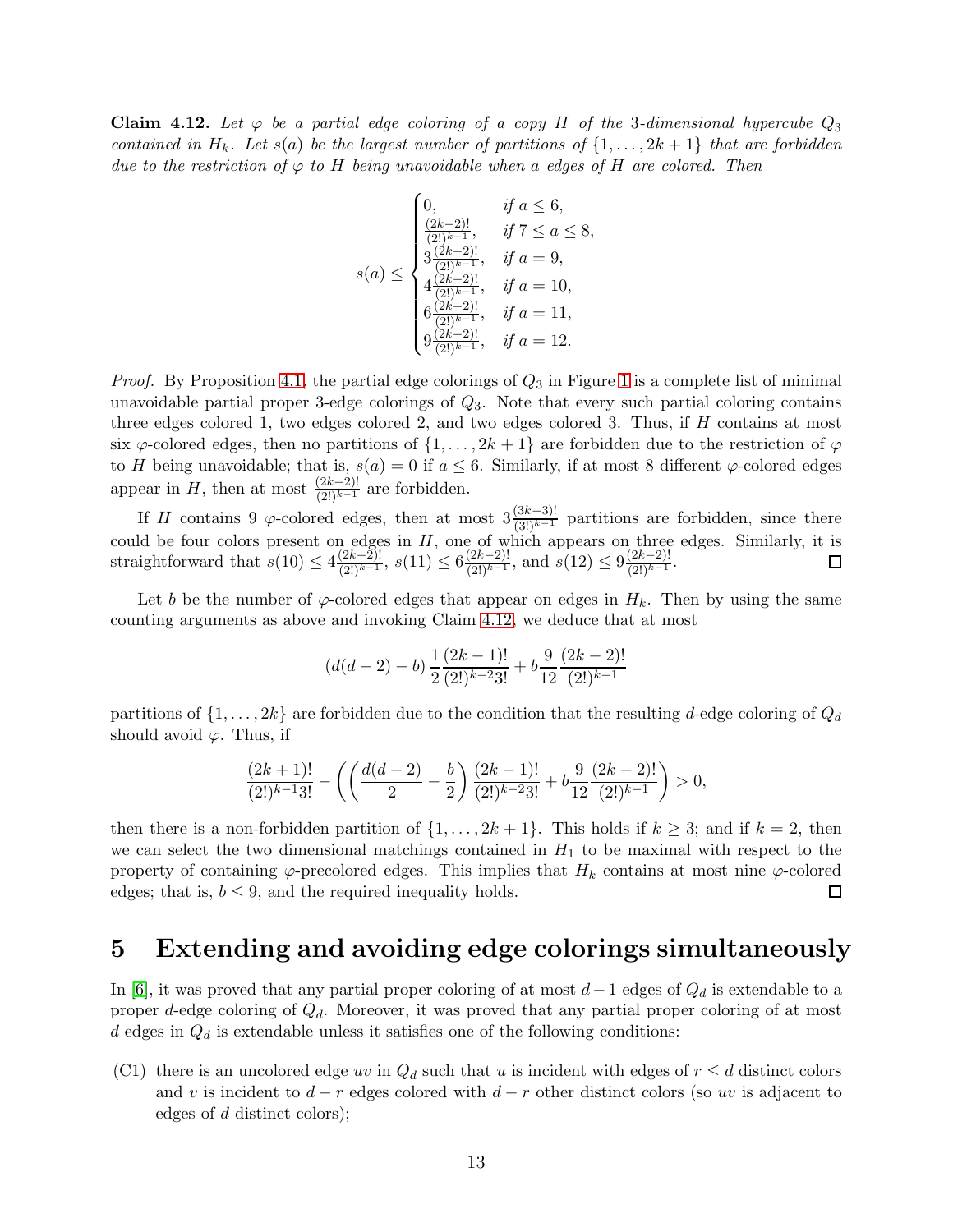**Claim 4.12.** *Let $\varphi$ be a partial edge coloring of a copy $H$ of the 3-dimensional hypercube $Q_3$ contained in $H_k$. Let $s(a)$ be the largest number of partitions of $\{1,\dots,2k+1\}$ that are forbidden due to the restriction of $\varphi$ to $H$ being unavoidable when $a$ edges of $H$ are colored. Then*

$$s(a) \leq \begin{cases} 0, & \text{if } a \leq 6, \\ \frac{(2k-2)!}{(2!)^{k-1}}, & \text{if } 7 \leq a \leq 8, \\ 3\frac{(2k-2)!}{(2!)^{k-1}}, & \text{if } a = 9, \\ 4\frac{(2k-2)!}{(2!)^{k-1}}, & \text{if } a = 10, \\ 6\frac{(2k-2)!}{(2!)^{k-1}}, & \text{if } a = 11, \\ 9\frac{(2k-2)!}{(2!)^{k-1}}, & \text{if } a = 12. \end{cases}$$

*Proof.* By Proposition 4.1, the partial edge colorings of $Q_3$ in Figure 1 is a complete list of minimal unavoidable partial proper 3-edge colorings of $Q_3$. Note that every such partial coloring contains three edges colored 1, two edges colored 2, and two edges colored 3. Thus, if $H$ contains at most six $\varphi$-colored edges, then no partitions of $\{1,\dots,2k+1\}$ are forbidden due to the restriction of $\varphi$ to $H$ being unavoidable; that is, $s(a) = 0$ if $a \leq 6$. Similarly, if at most 8 different $\varphi$-colored edges appear in $H$, then at most $\frac{(2k-2)!}{(2!)^{k-1}}$ are forbidden.

If $H$ contains 9 $\varphi$-colored edges, then at most $3\frac{(3k-3)!}{(3!)^{k-1}}$ partitions are forbidden, since there could be four colors present on edges in $H$, one of which appears on three edges. Similarly, it is straightforward that $s(10) \leq 4\frac{(2k-2)!}{(2!)^{k-1}}$, $s(11) \leq 6\frac{(2k-2)!}{(2!)^{k-1}}$, and $s(12) \leq 9\frac{(2k-2)!}{(2!)^{k-1}}$. $\square$

Let $b$ be the number of $\varphi$-colored edges that appear on edges in $H_k$. Then by using the same counting arguments as above and invoking Claim 4.12, we deduce that at most

$$(d(d-2)-b)\,\frac{1}{2}\frac{(2k-1)!}{(2!)^{k-2}3!} + b\frac{9}{12}\frac{(2k-2)!}{(2!)^{k-1}}$$

partitions of $\{1,\dots,2k\}$ are forbidden due to the condition that the resulting $d$-edge coloring of $Q_d$ should avoid $\varphi$. Thus, if

$$\frac{(2k+1)!}{(2!)^{k-1}3!} - \left(\left(\frac{d(d-2)}{2} - \frac{b}{2}\right)\frac{(2k-1)!}{(2!)^{k-2}3!} + b\frac{9}{12}\frac{(2k-2)!}{(2!)^{k-1}}\right) > 0,$$

then there is a non-forbidden partition of $\{1,\dots,2k+1\}$. This holds if $k \geq 3$; and if $k = 2$, then we can select the two dimensional matchings contained in $H_1$ to be maximal with respect to the property of containing $\varphi$-precolored edges. This implies that $H_k$ contains at most nine $\varphi$-colored edges; that is, $b \leq 9$, and the required inequality holds. $\square$

# 5 Extending and avoiding edge colorings simultaneously

In [6], it was proved that any partial proper coloring of at most $d-1$ edges of $Q_d$ is extendable to a proper $d$-edge coloring of $Q_d$. Moreover, it was proved that any partial proper coloring of at most $d$ edges in $Q_d$ is extendable unless it satisfies one of the following conditions:

(C1) there is an uncolored edge $uv$ in $Q_d$ such that $u$ is incident with edges of $r \leq d$ distinct colors and $v$ is incident to $d-r$ edges colored with $d-r$ other distinct colors (so $uv$ is adjacent to edges of $d$ distinct colors);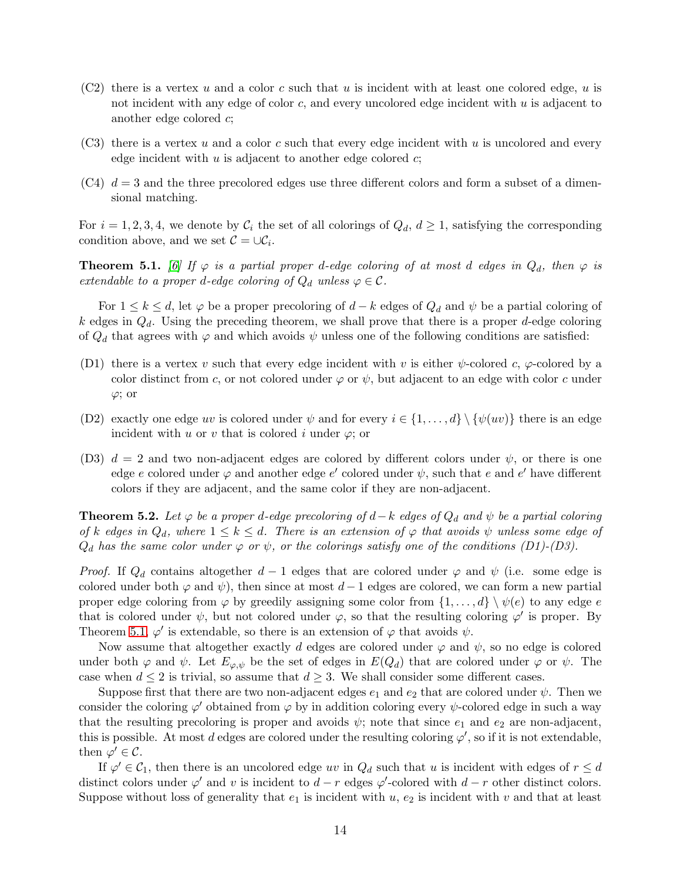(C2) there is a vertex $u$ and a color $c$ such that $u$ is incident with at least one colored edge, $u$ is not incident with any edge of color $c$, and every uncolored edge incident with $u$ is adjacent to another edge colored $c$;

(C3) there is a vertex $u$ and a color $c$ such that every edge incident with $u$ is uncolored and every edge incident with $u$ is adjacent to another edge colored $c$;

(C4) $d = 3$ and the three precolored edges use three different colors and form a subset of a dimensional matching.

For $i = 1, 2, 3, 4$, we denote by $\mathcal{C}_i$ the set of all colorings of $Q_d$, $d \geq 1$, satisfying the corresponding condition above, and we set $\mathcal{C} = \cup \mathcal{C}_i$.

**Theorem 5.1.** [6] *If $\varphi$ is a partial proper $d$-edge coloring of at most $d$ edges in $Q_d$, then $\varphi$ is extendable to a proper $d$-edge coloring of $Q_d$ unless $\varphi \in \mathcal{C}$.*

For $1 \leq k \leq d$, let $\varphi$ be a proper precoloring of $d-k$ edges of $Q_d$ and $\psi$ be a partial coloring of $k$ edges in $Q_d$. Using the preceding theorem, we shall prove that there is a proper $d$-edge coloring of $Q_d$ that agrees with $\varphi$ and which avoids $\psi$ unless one of the following conditions are satisfied:

(D1) there is a vertex $v$ such that every edge incident with $v$ is either $\psi$-colored $c$, $\varphi$-colored by a color distinct from $c$, or not colored under $\varphi$ or $\psi$, but adjacent to an edge with color $c$ under $\varphi$; or

(D2) exactly one edge $uv$ is colored under $\psi$ and for every $i \in \{1, \dots, d\} \setminus \{\psi(uv)\}$ there is an edge incident with $u$ or $v$ that is colored $i$ under $\varphi$; or

(D3) $d = 2$ and two non-adjacent edges are colored by different colors under $\psi$, or there is one edge $e$ colored under $\varphi$ and another edge $e'$ colored under $\psi$, such that $e$ and $e'$ have different colors if they are adjacent, and the same color if they are non-adjacent.

**Theorem 5.2.** *Let $\varphi$ be a proper $d$-edge precoloring of $d-k$ edges of $Q_d$ and $\psi$ be a partial coloring of $k$ edges in $Q_d$, where $1 \leq k \leq d$. There is an extension of $\varphi$ that avoids $\psi$ unless some edge of $Q_d$ has the same color under $\varphi$ or $\psi$, or the colorings satisfy one of the conditions (D1)-(D3).*

*Proof.* If $Q_d$ contains altogether $d-1$ edges that are colored under $\varphi$ and $\psi$ (i.e. some edge is colored under both $\varphi$ and $\psi$), then since at most $d-1$ edges are colored, we can form a new partial proper edge coloring from $\varphi$ by greedily assigning some color from $\{1, \dots, d\} \setminus \psi(e)$ to any edge $e$ that is colored under $\psi$, but not colored under $\varphi$, so that the resulting coloring $\varphi'$ is proper. By Theorem 5.1, $\varphi'$ is extendable, so there is an extension of $\varphi$ that avoids $\psi$.

Now assume that altogether exactly $d$ edges are colored under $\varphi$ and $\psi$, so no edge is colored under both $\varphi$ and $\psi$. Let $E_{\varphi,\psi}$ be the set of edges in $E(Q_d)$ that are colored under $\varphi$ or $\psi$. The case when $d \leq 2$ is trivial, so assume that $d \geq 3$. We shall consider some different cases.

Suppose first that there are two non-adjacent edges $e_1$ and $e_2$ that are colored under $\psi$. Then we consider the coloring $\varphi'$ obtained from $\varphi$ by in addition coloring every $\psi$-colored edge in such a way that the resulting precoloring is proper and avoids $\psi$; note that since $e_1$ and $e_2$ are non-adjacent, this is possible. At most $d$ edges are colored under the resulting coloring $\varphi'$, so if it is not extendable, then $\varphi' \in \mathcal{C}$.

If $\varphi' \in \mathcal{C}_1$, then there is an uncolored edge $uv$ in $Q_d$ such that $u$ is incident with edges of $r \leq d$ distinct colors under $\varphi'$ and $v$ is incident to $d-r$ edges $\varphi'$-colored with $d-r$ other distinct colors. Suppose without loss of generality that $e_1$ is incident with $u$, $e_2$ is incident with $v$ and that at least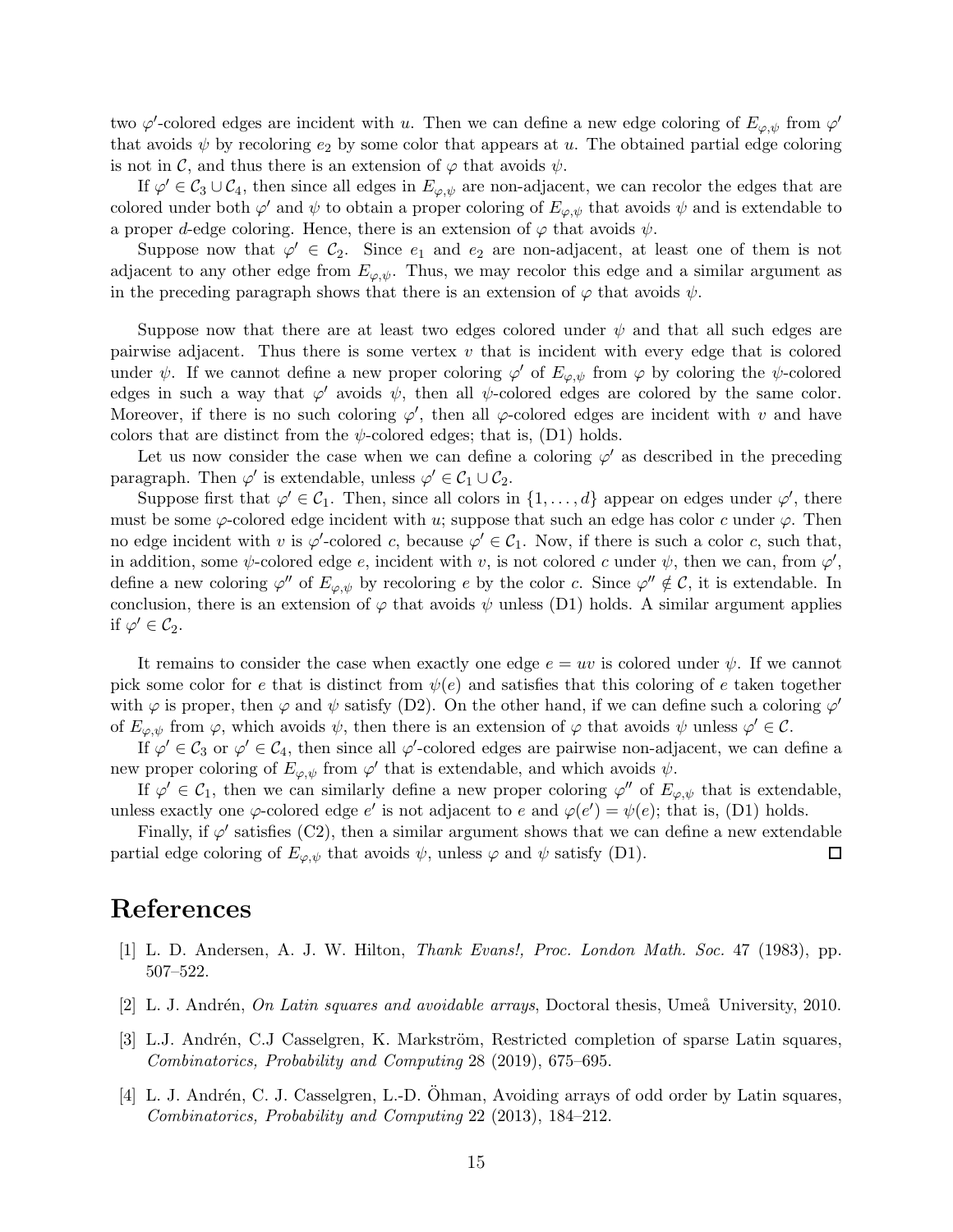two $\varphi'$-colored edges are incident with $u$. Then we can define a new edge coloring of $E_{\varphi,\psi}$ from $\varphi'$ that avoids $\psi$ by recoloring $e_2$ by some color that appears at $u$. The obtained partial edge coloring is not in $\mathcal{C}$, and thus there is an extension of $\varphi$ that avoids $\psi$.

If $\varphi' \in \mathcal{C}_3 \cup \mathcal{C}_4$, then since all edges in $E_{\varphi,\psi}$ are non-adjacent, we can recolor the edges that are colored under both $\varphi'$ and $\psi$ to obtain a proper coloring of $E_{\varphi,\psi}$ that avoids $\psi$ and is extendable to a proper $d$-edge coloring. Hence, there is an extension of $\varphi$ that avoids $\psi$.

Suppose now that $\varphi' \in \mathcal{C}_2$. Since $e_1$ and $e_2$ are non-adjacent, at least one of them is not adjacent to any other edge from $E_{\varphi,\psi}$. Thus, we may recolor this edge and a similar argument as in the preceding paragraph shows that there is an extension of $\varphi$ that avoids $\psi$.

Suppose now that there are at least two edges colored under $\psi$ and that all such edges are pairwise adjacent. Thus there is some vertex $v$ that is incident with every edge that is colored under $\psi$. If we cannot define a new proper coloring $\varphi'$ of $E_{\varphi,\psi}$ from $\varphi$ by coloring the $\psi$-colored edges in such a way that $\varphi'$ avoids $\psi$, then all $\psi$-colored edges are colored by the same color. Moreover, if there is no such coloring $\varphi'$, then all $\varphi$-colored edges are incident with $v$ and have colors that are distinct from the $\psi$-colored edges; that is, (D1) holds.

Let us now consider the case when we can define a coloring $\varphi'$ as described in the preceding paragraph. Then $\varphi'$ is extendable, unless $\varphi' \in \mathcal{C}_1 \cup \mathcal{C}_2$.

Suppose first that $\varphi' \in \mathcal{C}_1$. Then, since all colors in $\{1, \dots, d\}$ appear on edges under $\varphi'$, there must be some $\varphi$-colored edge incident with $u$; suppose that such an edge has color $c$ under $\varphi$. Then no edge incident with $v$ is $\varphi'$-colored $c$, because $\varphi' \in \mathcal{C}_1$. Now, if there is such a color $c$, such that, in addition, some $\psi$-colored edge $e$, incident with $v$, is not colored $c$ under $\psi$, then we can, from $\varphi'$, define a new coloring $\varphi''$ of $E_{\varphi,\psi}$ by recoloring $e$ by the color $c$. Since $\varphi'' \notin \mathcal{C}$, it is extendable. In conclusion, there is an extension of $\varphi$ that avoids $\psi$ unless (D1) holds. A similar argument applies if $\varphi' \in \mathcal{C}_2$.

It remains to consider the case when exactly one edge $e = uv$ is colored under $\psi$. If we cannot pick some color for $e$ that is distinct from $\psi(e)$ and satisfies that this coloring of $e$ taken together with $\varphi$ is proper, then $\varphi$ and $\psi$ satisfy (D2). On the other hand, if we can define such a coloring $\varphi'$ of $E_{\varphi,\psi}$ from $\varphi$, which avoids $\psi$, then there is an extension of $\varphi$ that avoids $\psi$ unless $\varphi' \in \mathcal{C}$.

If $\varphi' \in \mathcal{C}_3$ or $\varphi' \in \mathcal{C}_4$, then since all $\varphi'$-colored edges are pairwise non-adjacent, we can define a new proper coloring of $E_{\varphi,\psi}$ from $\varphi'$ that is extendable, and which avoids $\psi$.

If $\varphi' \in \mathcal{C}_1$, then we can similarly define a new proper coloring $\varphi''$ of $E_{\varphi,\psi}$ that is extendable, unless exactly one $\varphi$-colored edge $e'$ is not adjacent to $e$ and $\varphi(e') = \psi(e)$; that is, (D1) holds.

Finally, if $\varphi'$ satisfies (C2), then a similar argument shows that we can define a new extendable partial edge coloring of $E_{\varphi,\psi}$ that avoids $\psi$, unless $\varphi$ and $\psi$ satisfy (D1). $\square$

# References

[1] L. D. Andersen, A. J. W. Hilton, *Thank Evans!, Proc. London Math. Soc.* 47 (1983), pp. 507–522.

[2] L. J. Andrén, *On Latin squares and avoidable arrays*, Doctoral thesis, Umeå University, 2010.

[3] L.J. Andrén, C.J Casselgren, K. Markström, Restricted completion of sparse Latin squares, *Combinatorics, Probability and Computing* 28 (2019), 675–695.

[4] L. J. Andrén, C. J. Casselgren, L.-D. Öhman, Avoiding arrays of odd order by Latin squares, *Combinatorics, Probability and Computing* 22 (2013), 184–212.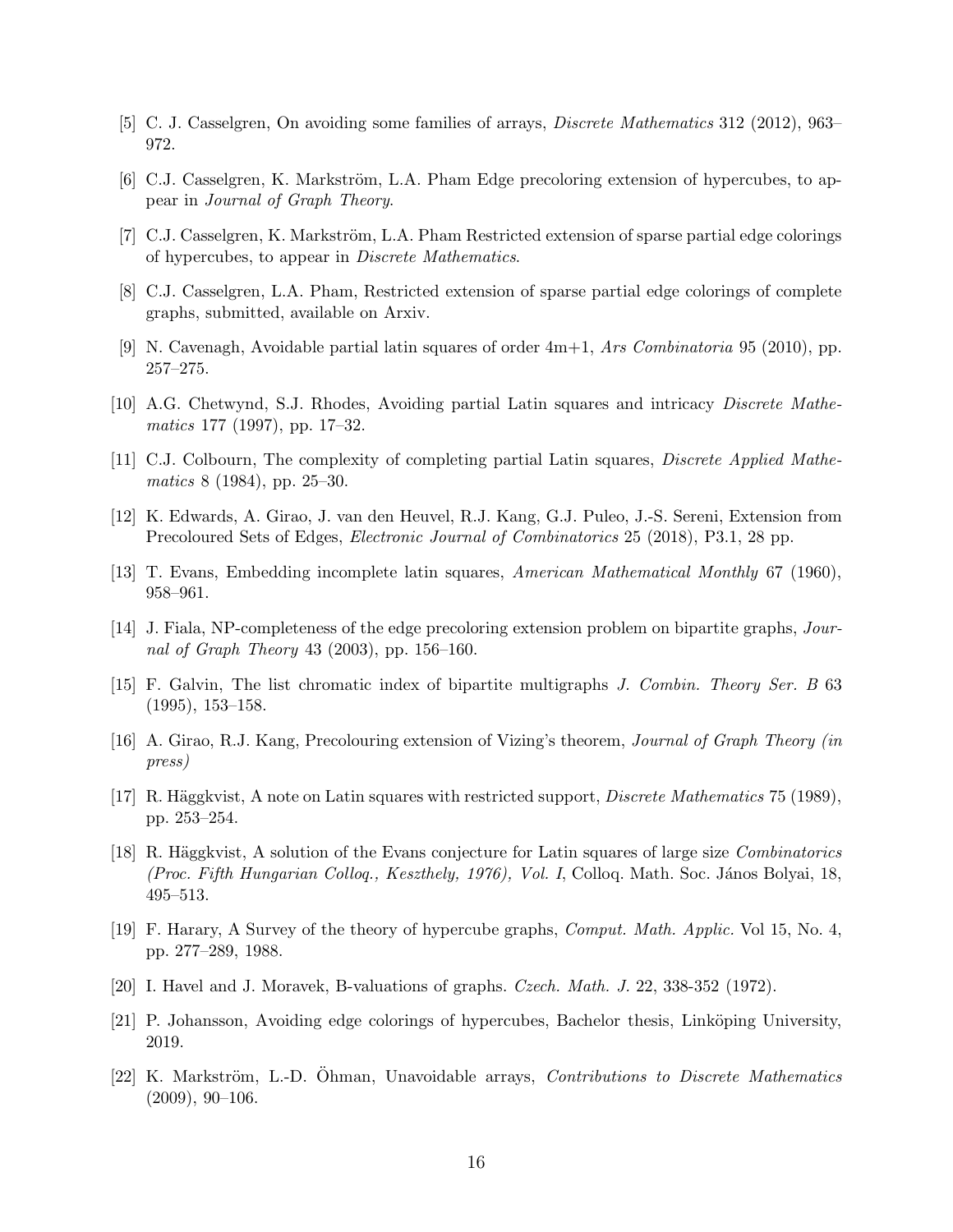[5] C. J. Casselgren, On avoiding some families of arrays, *Discrete Mathematics* 312 (2012), 963–972.

[6] C.J. Casselgren, K. Markström, L.A. Pham Edge precoloring extension of hypercubes, to appear in *Journal of Graph Theory*.

[7] C.J. Casselgren, K. Markström, L.A. Pham Restricted extension of sparse partial edge colorings of hypercubes, to appear in *Discrete Mathematics*.

[8] C.J. Casselgren, L.A. Pham, Restricted extension of sparse partial edge colorings of complete graphs, submitted, available on Arxiv.

[9] N. Cavenagh, Avoidable partial latin squares of order 4m+1, *Ars Combinatoria* 95 (2010), pp. 257–275.

[10] A.G. Chetwynd, S.J. Rhodes, Avoiding partial Latin squares and intricacy *Discrete Mathematics* 177 (1997), pp. 17–32.

[11] C.J. Colbourn, The complexity of completing partial Latin squares, *Discrete Applied Mathematics* 8 (1984), pp. 25–30.

[12] K. Edwards, A. Girao, J. van den Heuvel, R.J. Kang, G.J. Puleo, J.-S. Sereni, Extension from Precoloured Sets of Edges, *Electronic Journal of Combinatorics* 25 (2018), P3.1, 28 pp.

[13] T. Evans, Embedding incomplete latin squares, *American Mathematical Monthly* 67 (1960), 958–961.

[14] J. Fiala, NP-completeness of the edge precoloring extension problem on bipartite graphs, *Journal of Graph Theory* 43 (2003), pp. 156–160.

[15] F. Galvin, The list chromatic index of bipartite multigraphs *J. Combin. Theory Ser. B* 63 (1995), 153–158.

[16] A. Girao, R.J. Kang, Precolouring extension of Vizing's theorem, *Journal of Graph Theory (in press)*

[17] R. Häggkvist, A note on Latin squares with restricted support, *Discrete Mathematics* 75 (1989), pp. 253–254.

[18] R. Häggkvist, A solution of the Evans conjecture for Latin squares of large size *Combinatorics (Proc. Fifth Hungarian Colloq., Keszthely, 1976), Vol. I*, Colloq. Math. Soc. János Bolyai, 18, 495–513.

[19] F. Harary, A Survey of the theory of hypercube graphs, *Comput. Math. Applic.* Vol 15, No. 4, pp. 277–289, 1988.

[20] I. Havel and J. Moravek, B-valuations of graphs. *Czech. Math. J.* 22, 338-352 (1972).

[21] P. Johansson, Avoiding edge colorings of hypercubes, Bachelor thesis, Linköping University, 2019.

[22] K. Markström, L.-D. Öhman, Unavoidable arrays, *Contributions to Discrete Mathematics* (2009), 90–106.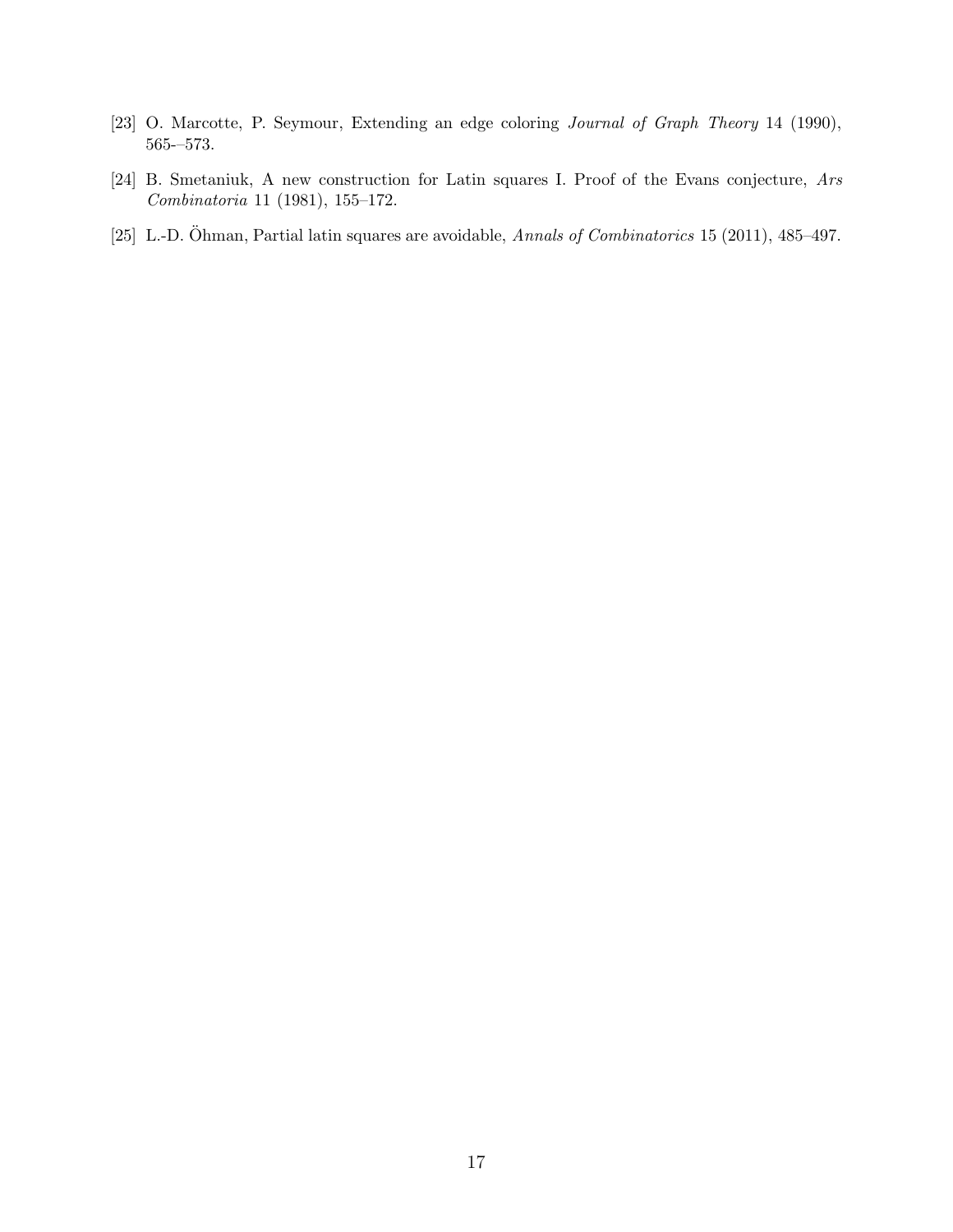[23] O. Marcotte, P. Seymour, Extending an edge coloring *Journal of Graph Theory* 14 (1990), 565-–573.

[24] B. Smetaniuk, A new construction for Latin squares I. Proof of the Evans conjecture, *Ars Combinatoria* 11 (1981), 155–172.

[25] L.-D. Öhman, Partial latin squares are avoidable, *Annals of Combinatorics* 15 (2011), 485–497.